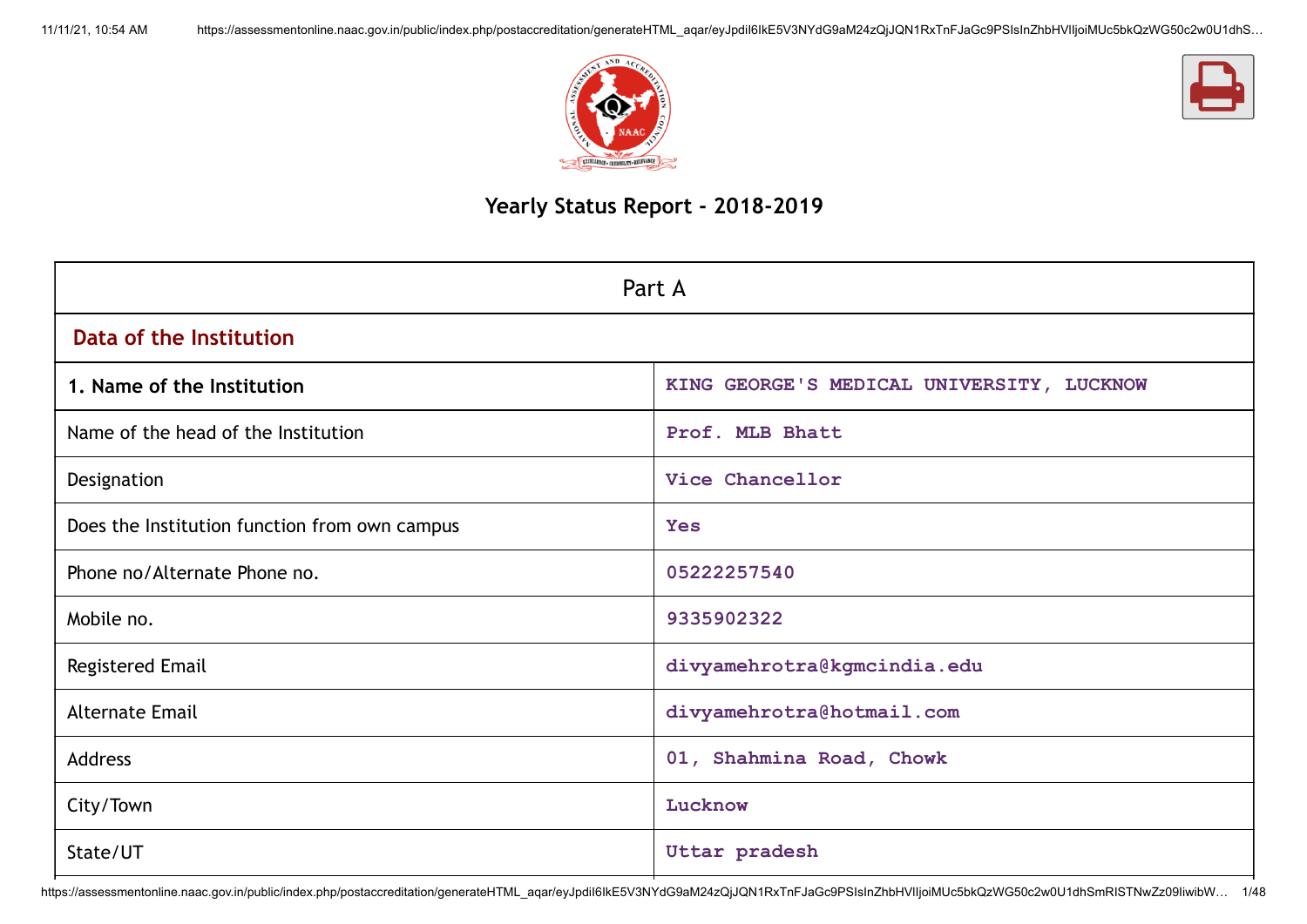# Yearly Status Report - 2018-2019

| Part A | |
|---|---|
| **Data of the Institution** | |
| **1. Name of the Institution** | KING GEORGE'S MEDICAL UNIVERSITY, LUCKNOW |
| Name of the head of the Institution | Prof. MLB Bhatt |
| Designation | Vice Chancellor |
| Does the Institution function from own campus | Yes |
| Phone no/Alternate Phone no. | 05222257540 |
| Mobile no. | 9335902322 |
| Registered Email | divyamehrotra@kgmcindia.edu |
| Alternate Email | divyamehrotra@hotmail.com |
| Address | 01, Shahmina Road, Chowk |
| City/Town | Lucknow |
| State/UT | Uttar pradesh |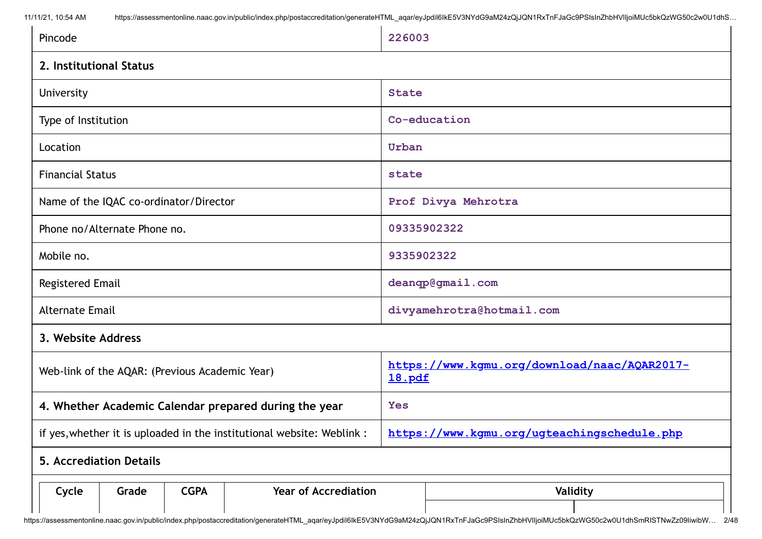| Pincode | 226003 |
|---|---|
| **2. Institutional Status** | |
| University | State |
| Type of Institution | Co-education |
| Location | Urban |
| Financial Status | state |
| Name of the IQAC co-ordinator/Director | Prof Divya Mehrotra |
| Phone no/Alternate Phone no. | 09335902322 |
| Mobile no. | 9335902322 |
| Registered Email | deanqp@gmail.com |
| Alternate Email | divyamehrotra@hotmail.com |
| **3. Website Address** | |
| Web-link of the AQAR: (Previous Academic Year) | https://www.kgmu.org/download/naac/AQAR2017-18.pdf |
| **4. Whether Academic Calendar prepared during the year** | Yes |
| if yes,whether it is uploaded in the institutional website: Weblink : | https://www.kgmu.org/ugteachingschedule.php |
| **5. Accrediation Details** | |

| Cycle | Grade | CGPA | Year of Accrediation | Validity | |
|---|---|---|---|---|---|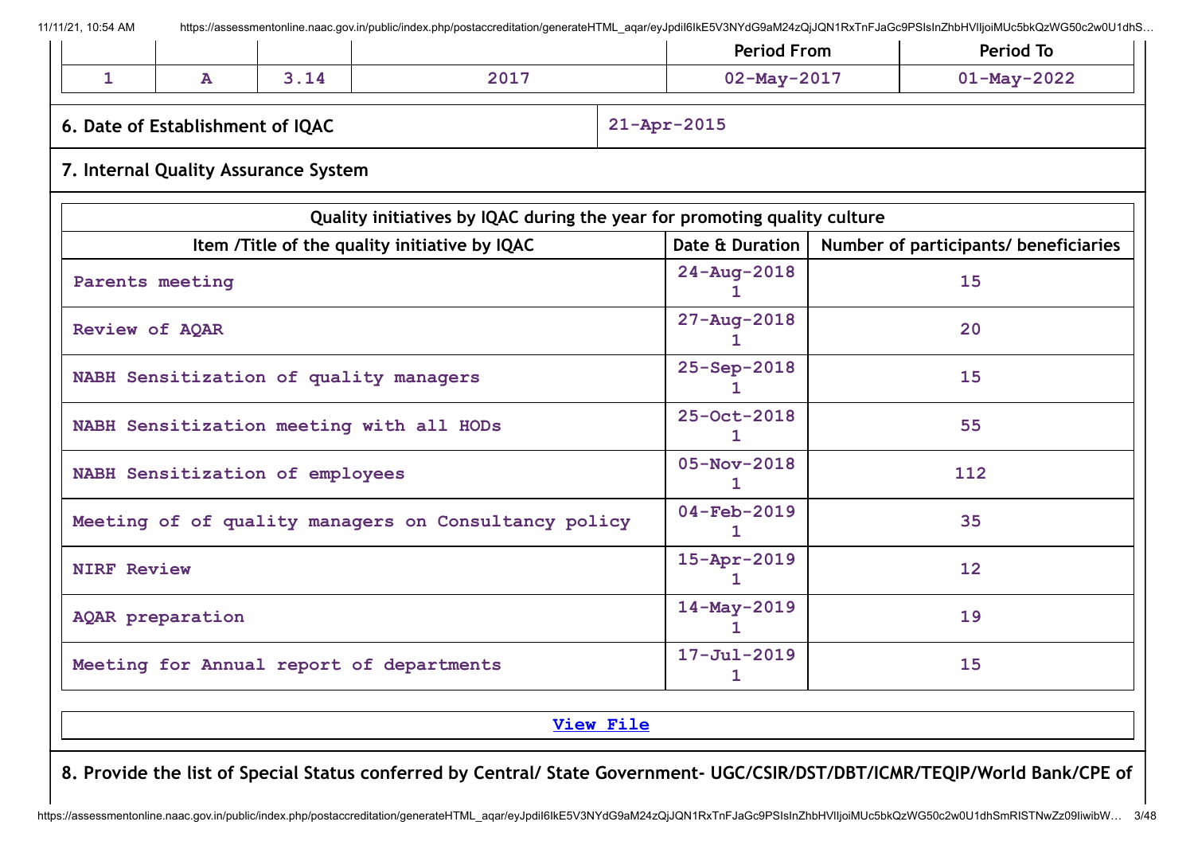| | | | | Period From | Period To |
|---|---|---|---|---|---|
| 1 | A | 3.14 | 2017 | 02-May-2017 | 01-May-2022 |

| 6. Date of Establishment of IQAC | 21-Apr-2015 |
|---|---|

**7. Internal Quality Assurance System**

| Quality initiatives by IQAC during the year for promoting quality culture | | |
|---|---|---|
| **Item /Title of the quality initiative by IQAC** | **Date & Duration** | **Number of participants/ beneficiaries** |
| Parents meeting | 24-Aug-2018 1 | 15 |
| Review of AQAR | 27-Aug-2018 1 | 20 |
| NABH Sensitization of quality managers | 25-Sep-2018 1 | 15 |
| NABH Sensitization meeting with all HODs | 25-Oct-2018 1 | 55 |
| NABH Sensitization of employees | 05-Nov-2018 1 | 112 |
| Meeting of of quality managers on Consultancy policy | 04-Feb-2019 1 | 35 |
| NIRF Review | 15-Apr-2019 1 | 12 |
| AQAR preparation | 14-May-2019 1 | 19 |
| Meeting for Annual report of departments | 17-Jul-2019 1 | 15 |

View File

**8. Provide the list of Special Status conferred by Central/ State Government- UGC/CSIR/DST/DBT/ICMR/TEQIP/World Bank/CPE of**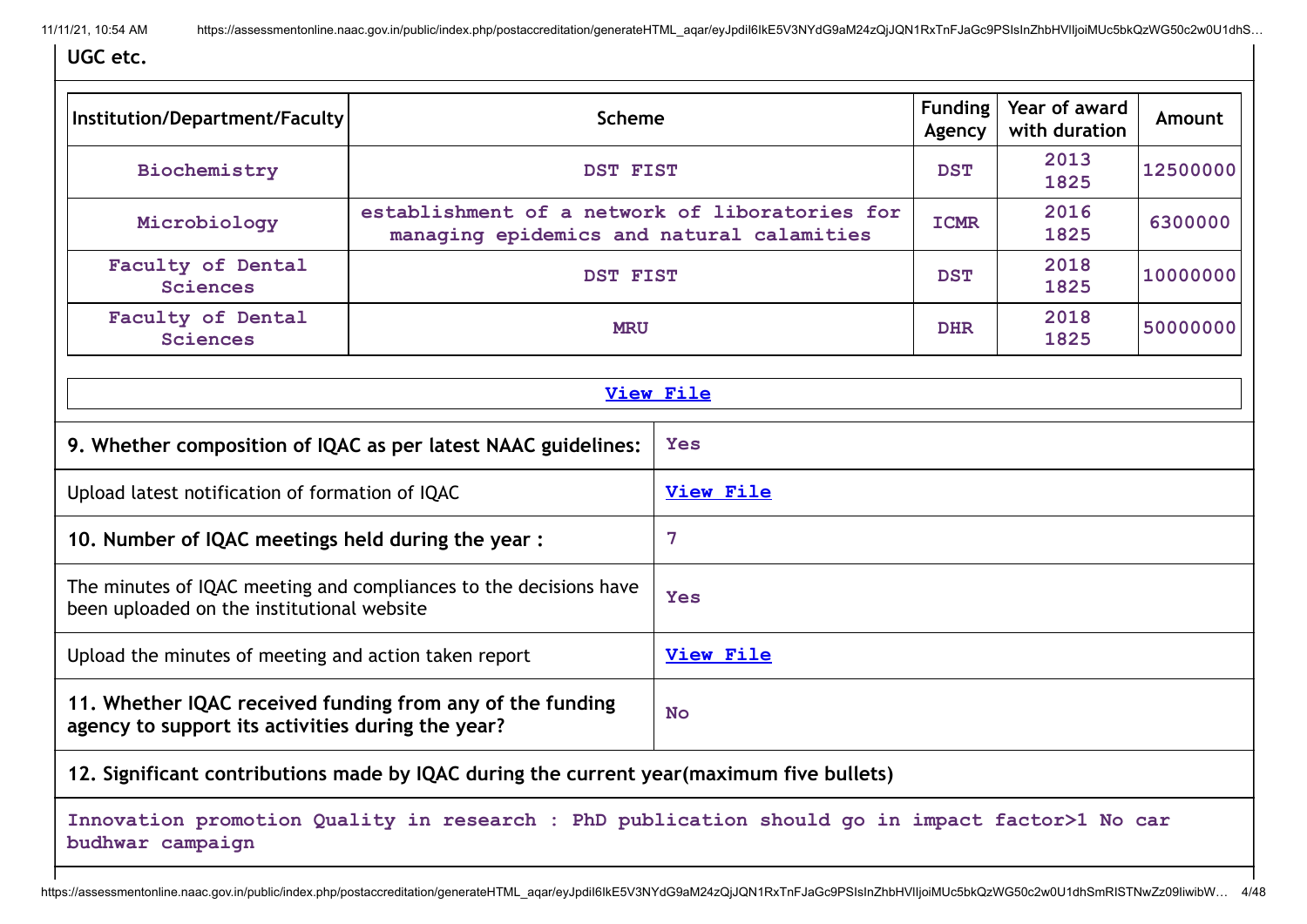**UGC etc.**

| Institution/Department/Faculty | Scheme | Funding Agency | Year of award with duration | Amount |
|---|---|---|---|---|
| Biochemistry | DST FIST | DST | 2013 1825 | 12500000 |
| Microbiology | establishment of a network of liboratories for managing epidemics and natural calamities | ICMR | 2016 1825 | 6300000 |
| Faculty of Dental Sciences | DST FIST | DST | 2018 1825 | 10000000 |
| Faculty of Dental Sciences | MRU | DHR | 2018 1825 | 50000000 |

View File

| | |
|---|---|
| **9. Whether composition of IQAC as per latest NAAC guidelines:** | Yes |
| Upload latest notification of formation of IQAC | View File |
| **10. Number of IQAC meetings held during the year :** | 7 |
| The minutes of IQAC meeting and compliances to the decisions have been uploaded on the institutional website | Yes |
| Upload the minutes of meeting and action taken report | View File |
| **11. Whether IQAC received funding from any of the funding agency to support its activities during the year?** | No |

**12. Significant contributions made by IQAC during the current year(maximum five bullets)**

Innovation promotion Quality in research : PhD publication should go in impact factor>1 No car budhwar campaign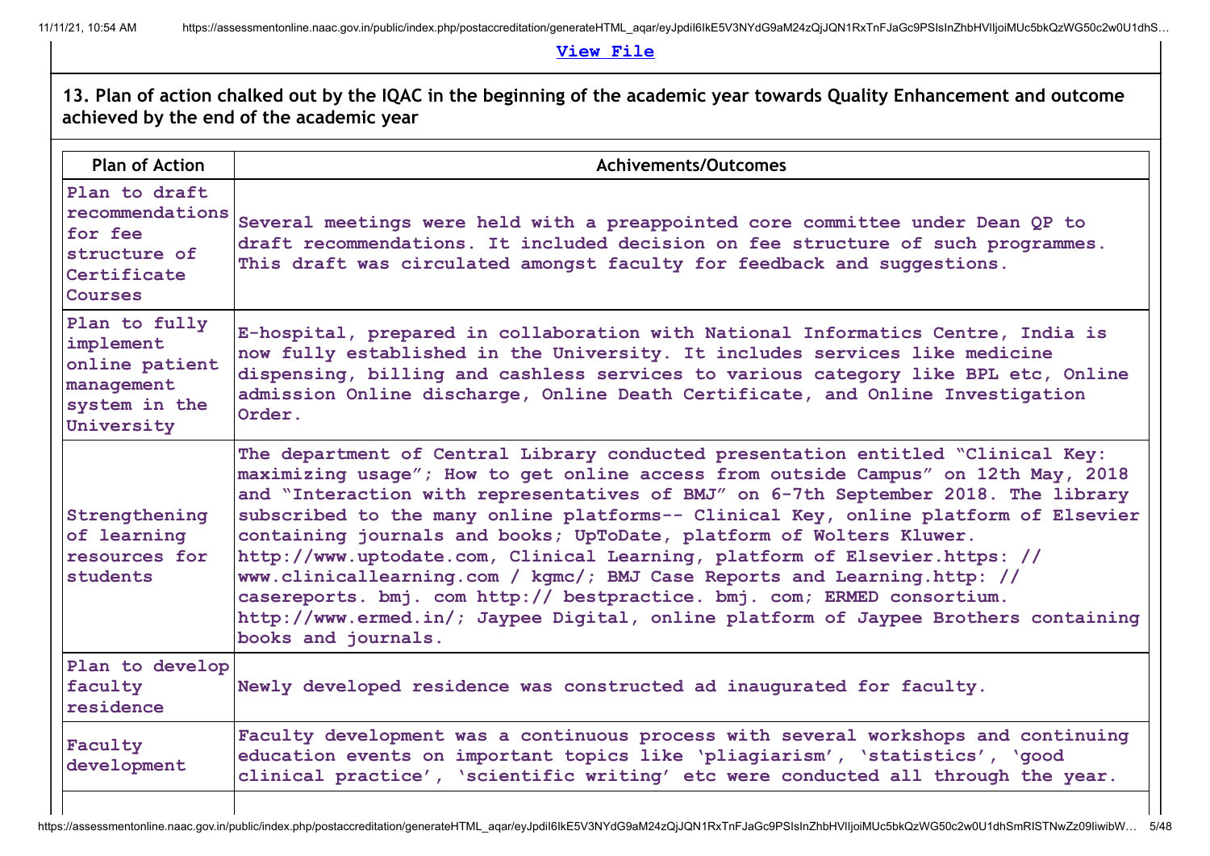[View File]

**13. Plan of action chalked out by the IQAC in the beginning of the academic year towards Quality Enhancement and outcome achieved by the end of the academic year**

| Plan of Action | Achivements/Outcomes |
|---|---|
| Plan to draft recommendations for fee structure of Certificate Courses | Several meetings were held with a preappointed core committee under Dean QP to draft recommendations. It included decision on fee structure of such programmes. This draft was circulated amongst faculty for feedback and suggestions. |
| Plan to fully implement online patient management system in the University | E-hospital, prepared in collaboration with National Informatics Centre, India is now fully established in the University. It includes services like medicine dispensing, billing and cashless services to various category like BPL etc, Online admission Online discharge, Online Death Certificate, and Online Investigation Order. |
| Strengthening of learning resources for students | The department of Central Library conducted presentation entitled "Clinical Key: maximizing usage"; How to get online access from outside Campus" on 12th May, 2018 and "Interaction with representatives of BMJ" on 6-7th September 2018. The library subscribed to the many online platforms-- Clinical Key, online platform of Elsevier containing journals and books; UpToDate, platform of Wolters Kluwer. http://www.uptodate.com, Clinical Learning, platform of Elsevier.https: // www.clinicallearning.com / kgmc/; BMJ Case Reports and Learning.http: // casereports. bmj. com http:// bestpractice. bmj. com; ERMED consortium. http://www.ermed.in/; Jaypee Digital, online platform of Jaypee Brothers containing books and journals. |
| Plan to develop faculty residence | Newly developed residence was constructed ad inaugurated for faculty. |
| Faculty development | Faculty development was a continuous process with several workshops and continuing education events on important topics like 'pliagiarism', 'statistics', 'good clinical practice', 'scientific writing' etc were conducted all through the year. |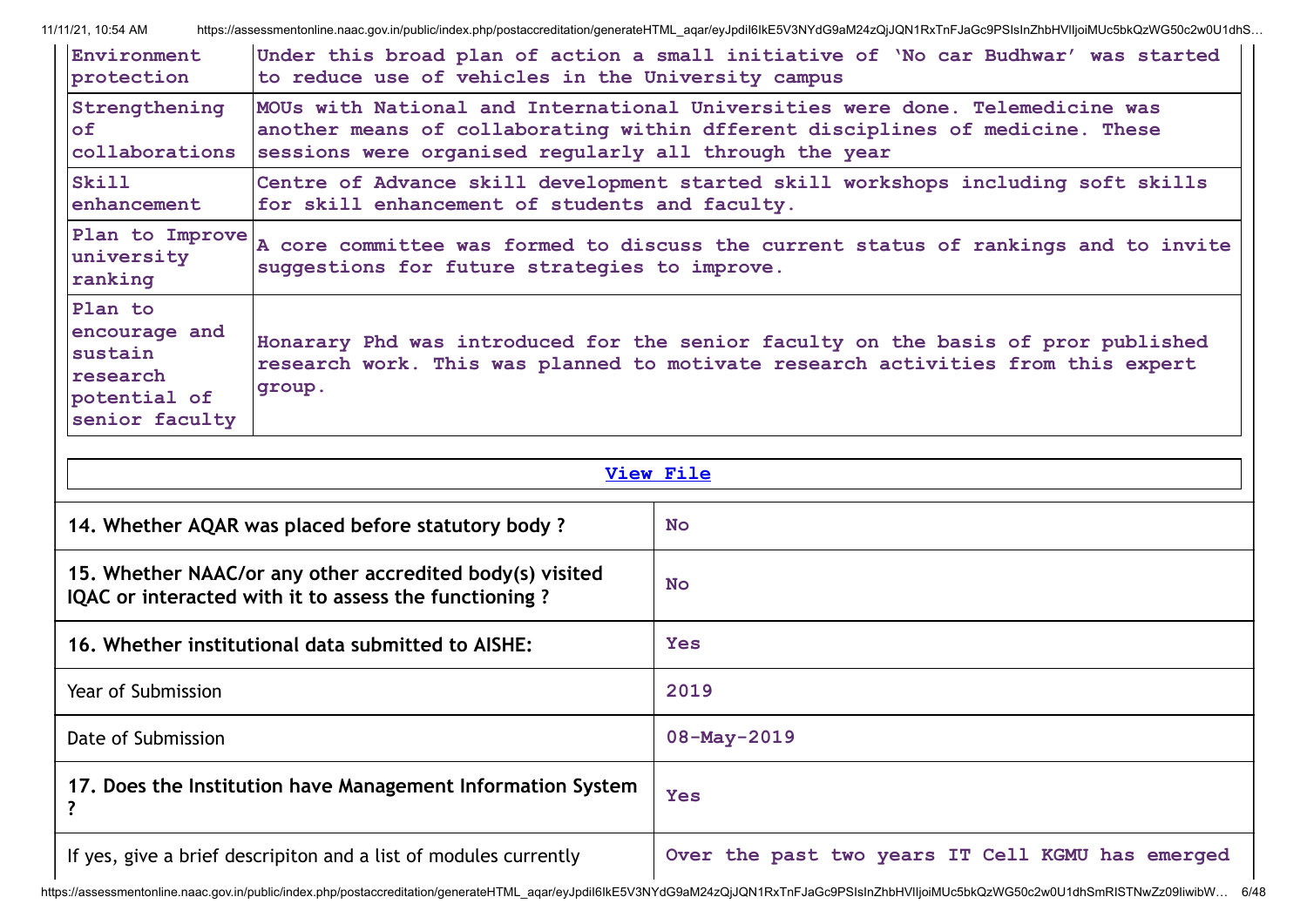| | |
|---|---|
| Environment protection | Under this broad plan of action a small initiative of 'No car Budhwar' was started to reduce use of vehicles in the University campus |
| Strengthening of collaborations | MOUs with National and International Universities were done. Telemedicine was another means of collaborating within dfferent disciplines of medicine. These sessions were organised regularly all through the year |
| Skill enhancement | Centre of Advance skill development started skill workshops including soft skills for skill enhancement of students and faculty. |
| Plan to Improve university ranking | A core committee was formed to discuss the current status of rankings and to invite suggestions for future strategies to improve. |
| Plan to encourage and sustain research potential of senior faculty | Honarary Phd was introduced for the senior faculty on the basis of pror published research work. This was planned to motivate research activities from this expert group. |

View File

| | |
|---|---|
| **14. Whether AQAR was placed before statutory body ?** | No |
| **15. Whether NAAC/or any other accredited body(s) visited IQAC or interacted with it to assess the functioning ?** | No |
| **16. Whether institutional data submitted to AISHE:** | Yes |
| Year of Submission | 2019 |
| Date of Submission | 08-May-2019 |
| **17. Does the Institution have Management Information System ?** | Yes |
| If yes, give a brief descripiton and a list of modules currently | Over the past two years IT Cell KGMU has emerged |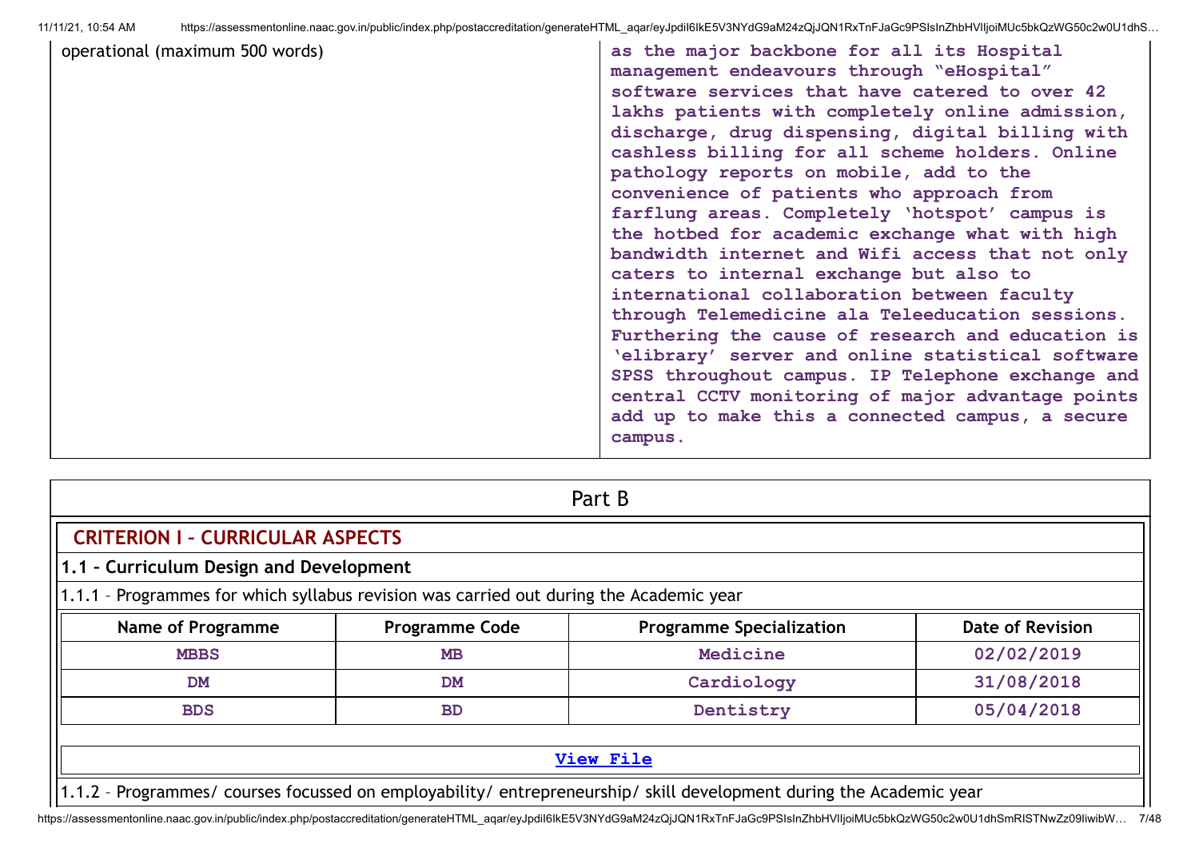| operational (maximum 500 words) | as the major backbone for all its Hospital management endeavours through "eHospital" software services that have catered to over 42 lakhs patients with completely online admission, discharge, drug dispensing, digital billing with cashless billing for all scheme holders. Online pathology reports on mobile, add to the convenience of patients who approach from farflung areas. Completely 'hotspot' campus is the hotbed for academic exchange what with high bandwidth internet and Wifi access that not only caters to internal exchange but also to international collaboration between faculty through Telemedicine ala Teleeducation sessions. Furthering the cause of research and education is 'elibrary' server and online statistical software SPSS throughout campus. IP Telephone exchange and central CCTV monitoring of major advantage points add up to make this a connected campus, a secure campus. |
|---|---|

## Part B

### CRITERION I – CURRICULAR ASPECTS

#### 1.1 – Curriculum Design and Development

1.1.1 – Programmes for which syllabus revision was carried out during the Academic year

| Name of Programme | Programme Code | Programme Specialization | Date of Revision |
|---|---|---|---|
| MBBS | MB | Medicine | 02/02/2019 |
| DM | DM | Cardiology | 31/08/2018 |
| BDS | BD | Dentistry | 05/04/2018 |

View File

1.1.2 – Programmes/ courses focussed on employability/ entrepreneurship/ skill development during the Academic year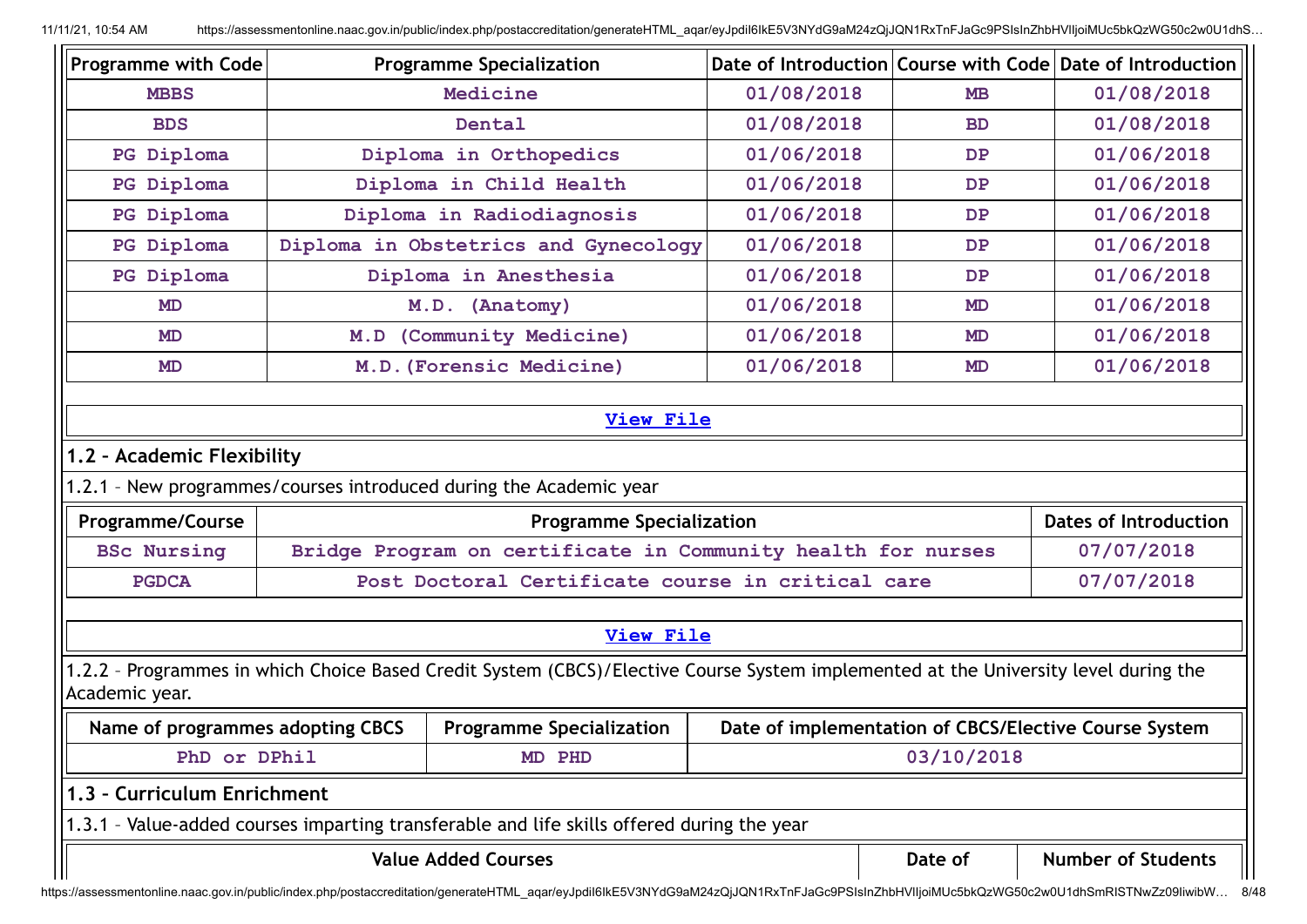| Programme with Code | Programme Specialization | Date of Introduction | Course with Code | Date of Introduction |
|---|---|---|---|---|
| MBBS | Medicine | 01/08/2018 | MB | 01/08/2018 |
| BDS | Dental | 01/08/2018 | BD | 01/08/2018 |
| PG Diploma | Diploma in Orthopedics | 01/06/2018 | DP | 01/06/2018 |
| PG Diploma | Diploma in Child Health | 01/06/2018 | DP | 01/06/2018 |
| PG Diploma | Diploma in Radiodiagnosis | 01/06/2018 | DP | 01/06/2018 |
| PG Diploma | Diploma in Obstetrics and Gynecology | 01/06/2018 | DP | 01/06/2018 |
| PG Diploma | Diploma in Anesthesia | 01/06/2018 | DP | 01/06/2018 |
| MD | M.D. (Anatomy) | 01/06/2018 | MD | 01/06/2018 |
| MD | M.D (Community Medicine) | 01/06/2018 | MD | 01/06/2018 |
| MD | M.D.(Forensic Medicine) | 01/06/2018 | MD | 01/06/2018 |

View File

## 1.2 – Academic Flexibility

1.2.1 – New programmes/courses introduced during the Academic year

| Programme/Course | Programme Specialization | Dates of Introduction |
|---|---|---|
| BSc Nursing | Bridge Program on certificate in Community health for nurses | 07/07/2018 |
| PGDCA | Post Doctoral Certificate course in critical care | 07/07/2018 |

View File

1.2.2 – Programmes in which Choice Based Credit System (CBCS)/Elective Course System implemented at the University level during the Academic year.

| Name of programmes adopting CBCS | Programme Specialization | Date of implementation of CBCS/Elective Course System |
|---|---|---|
| PhD or DPhil | MD PHD | 03/10/2018 |

## 1.3 – Curriculum Enrichment

1.3.1 – Value-added courses imparting transferable and life skills offered during the year

| Value Added Courses | Date of | Number of Students |
|---|---|---|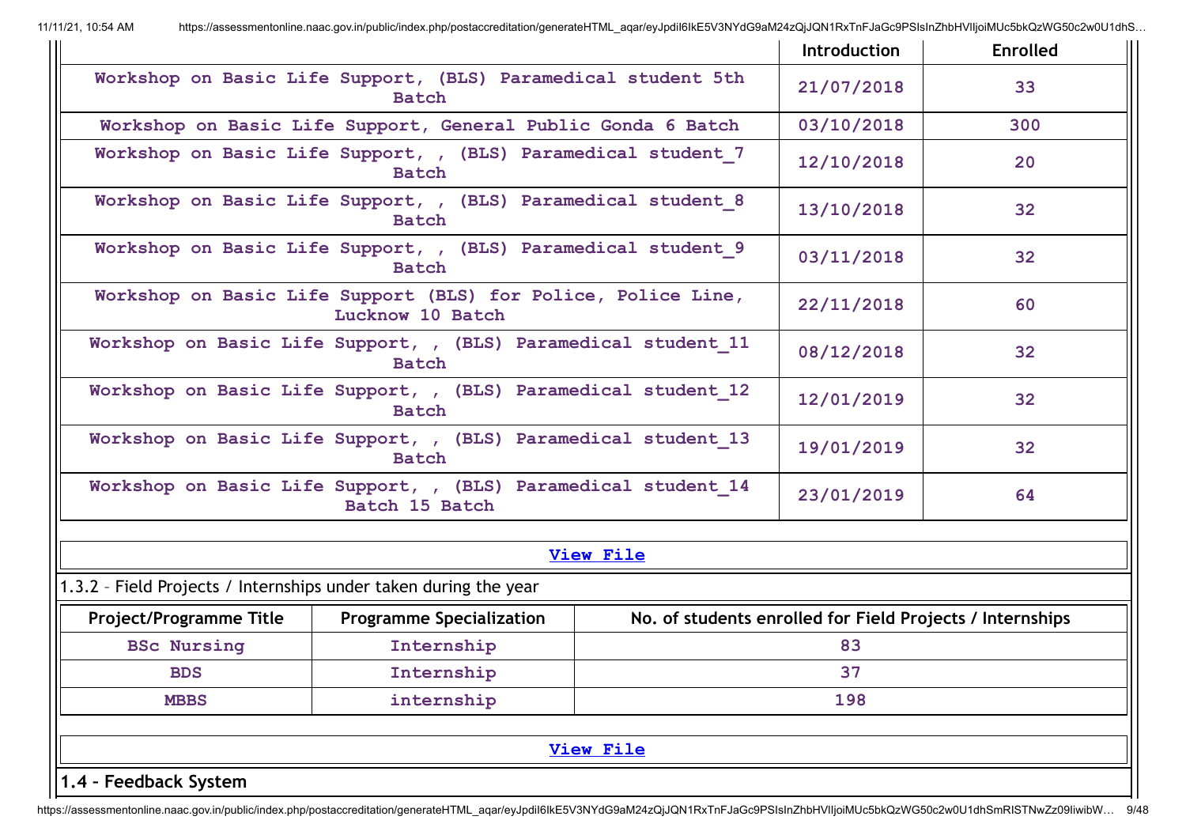| | Introduction | Enrolled |
|---|---|---|
| Workshop on Basic Life Support, (BLS) Paramedical student 5th Batch | 21/07/2018 | 33 |
| Workshop on Basic Life Support, General Public Gonda 6 Batch | 03/10/2018 | 300 |
| Workshop on Basic Life Support, , (BLS) Paramedical student_7 Batch | 12/10/2018 | 20 |
| Workshop on Basic Life Support, , (BLS) Paramedical student_8 Batch | 13/10/2018 | 32 |
| Workshop on Basic Life Support, , (BLS) Paramedical student_9 Batch | 03/11/2018 | 32 |
| Workshop on Basic Life Support (BLS) for Police, Police Line, Lucknow 10 Batch | 22/11/2018 | 60 |
| Workshop on Basic Life Support, , (BLS) Paramedical student_11 Batch | 08/12/2018 | 32 |
| Workshop on Basic Life Support, , (BLS) Paramedical student_12 Batch | 12/01/2019 | 32 |
| Workshop on Basic Life Support, , (BLS) Paramedical student_13 Batch | 19/01/2019 | 32 |
| Workshop on Basic Life Support, , (BLS) Paramedical student_14 Batch 15 Batch | 23/01/2019 | 64 |

**View File**

1.3.2 – Field Projects / Internships under taken during the year

| Project/Programme Title | Programme Specialization | No. of students enrolled for Field Projects / Internships |
|---|---|---|
| BSc Nursing | Internship | 83 |
| BDS | Internship | 37 |
| MBBS | internship | 198 |

**View File**

## 1.4 – Feedback System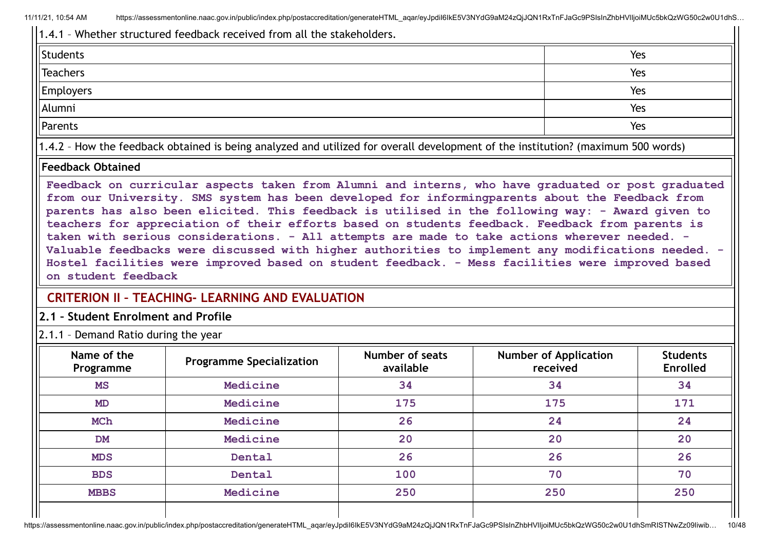1.4.1 – Whether structured feedback received from all the stakeholders.

| | |
|---|---|
| Students | Yes |
| Teachers | Yes |
| Employers | Yes |
| Alumni | Yes |
| Parents | Yes |

1.4.2 – How the feedback obtained is being analyzed and utilized for overall development of the institution? (maximum 500 words)

**Feedback Obtained**

Feedback on curricular aspects taken from Alumni and interns, who have graduated or post graduated from our University. SMS system has been developed for informingparents about the Feedback from parents has also been elicited. This feedback is utilised in the following way: - Award given to teachers for appreciation of their efforts based on students feedback. Feedback from parents is taken with serious considerations. - All attempts are made to take actions wherever needed. - Valuable feedbacks were discussed with higher authorities to implement any modifications needed. - Hostel facilities were improved based on student feedback. - Mess facilities were improved based on student feedback

## CRITERION II – TEACHING- LEARNING AND EVALUATION

### 2.1 – Student Enrolment and Profile

2.1.1 – Demand Ratio during the year

| Name of the Programme | Programme Specialization | Number of seats available | Number of Application received | Students Enrolled |
|---|---|---|---|---|
| MS | Medicine | 34 | 34 | 34 |
| MD | Medicine | 175 | 175 | 171 |
| MCh | Medicine | 26 | 24 | 24 |
| DM | Medicine | 20 | 20 | 20 |
| MDS | Dental | 26 | 26 | 26 |
| BDS | Dental | 100 | 70 | 70 |
| MBBS | Medicine | 250 | 250 | 250 |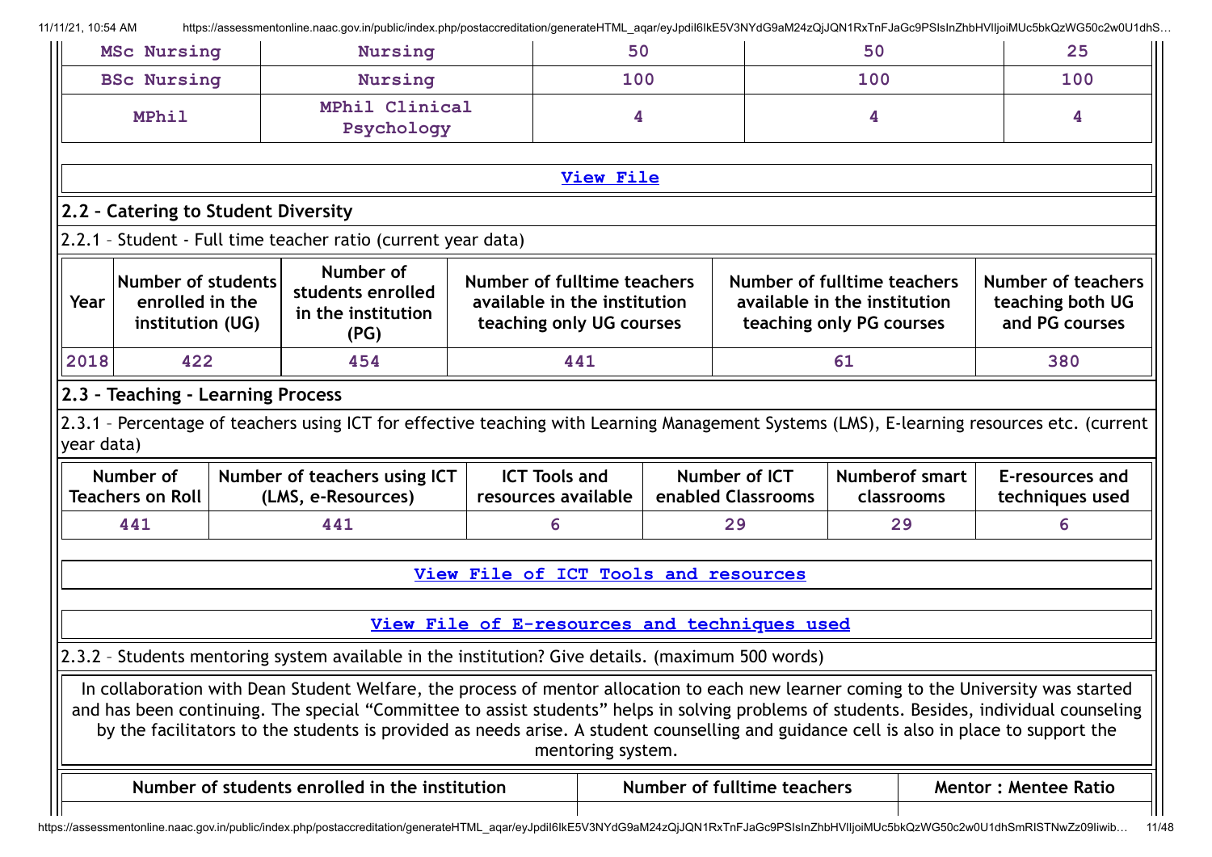| MSc Nursing | Nursing | 50 | 50 | 25 |
|---|---|---|---|---|
| BSc Nursing | Nursing | 100 | 100 | 100 |
| MPhil | MPhil Clinical Psychology | 4 | 4 | 4 |

View File

## 2.2 – Catering to Student Diversity

2.2.1 – Student - Full time teacher ratio (current year data)

| Year | Number of students enrolled in the institution (UG) | Number of students enrolled in the institution (PG) | Number of fulltime teachers available in the institution teaching only UG courses | Number of fulltime teachers available in the institution teaching only PG courses | Number of teachers teaching both UG and PG courses |
|---|---|---|---|---|---|
| 2018 | 422 | 454 | 441 | 61 | 380 |

## 2.3 – Teaching - Learning Process

2.3.1 – Percentage of teachers using ICT for effective teaching with Learning Management Systems (LMS), E-learning resources etc. (current year data)

| Number of Teachers on Roll | Number of teachers using ICT (LMS, e-Resources) | ICT Tools and resources available | Number of ICT enabled Classrooms | Numberof smart classrooms | E-resources and techniques used |
|---|---|---|---|---|---|
| 441 | 441 | 6 | 29 | 29 | 6 |

View File of ICT Tools and resources

View File of E-resources and techniques used

2.3.2 – Students mentoring system available in the institution? Give details. (maximum 500 words)

In collaboration with Dean Student Welfare, the process of mentor allocation to each new learner coming to the University was started and has been continuing. The special "Committee to assist students" helps in solving problems of students. Besides, individual counseling by the facilitators to the students is provided as needs arise. A student counselling and guidance cell is also in place to support the mentoring system.

| Number of students enrolled in the institution | Number of fulltime teachers | Mentor : Mentee Ratio |
|---|---|---|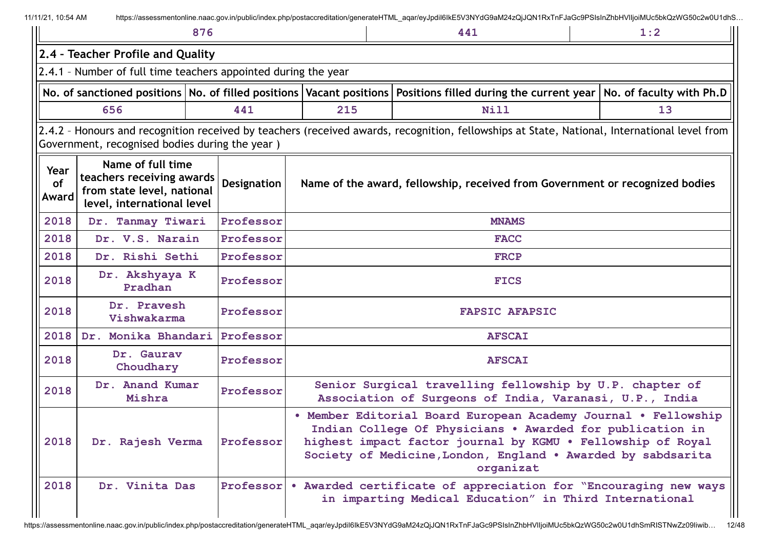| 876 | 441 | 1:2 |
|---|---|---|

## 2.4 – Teacher Profile and Quality

2.4.1 – Number of full time teachers appointed during the year

| No. of sanctioned positions | No. of filled positions | Vacant positions | Positions filled during the current year | No. of faculty with Ph.D |
|---|---|---|---|---|
| 656 | 441 | 215 | Nill | 13 |

2.4.2 – Honours and recognition received by teachers (received awards, recognition, fellowships at State, National, International level from Government, recognised bodies during the year )

| Year of Award | Name of full time teachers receiving awards from state level, national level, international level | Designation | Name of the award, fellowship, received from Government or recognized bodies |
|---|---|---|---|
| 2018 | Dr. Tanmay Tiwari | Professor | MNAMS |
| 2018 | Dr. V.S. Narain | Professor | FACC |
| 2018 | Dr. Rishi Sethi | Professor | FRCP |
| 2018 | Dr. Akshyaya K Pradhan | Professor | FICS |
| 2018 | Dr. Pravesh Vishwakarma | Professor | FAPSIC AFAPSIC |
| 2018 | Dr. Monika Bhandari | Professor | AFSCAI |
| 2018 | Dr. Gaurav Choudhary | Professor | AFSCAI |
| 2018 | Dr. Anand Kumar Mishra | Professor | Senior Surgical travelling fellowship by U.P. chapter of Association of Surgeons of India, Varanasi, U.P., India |
| 2018 | Dr. Rajesh Verma | Professor | • Member Editorial Board European Academy Journal • Fellowship Indian College Of Physicians • Awarded for publication in highest impact factor journal by KGMU • Fellowship of Royal Society of Medicine,London, England • Awarded by sabdsarita organizat |
| 2018 | Dr. Vinita Das | Professor | • Awarded certificate of appreciation for "Encouraging new ways in imparting Medical Education" in Third International |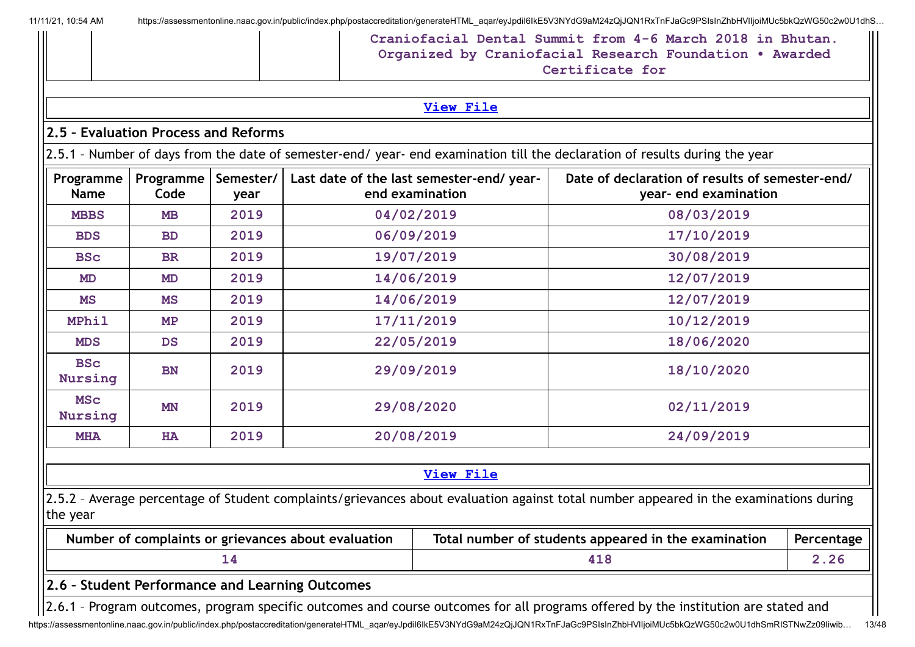| | | Craniofacial Dental Summit from 4-6 March 2018 in Bhutan. Organized by Craniofacial Research Foundation • Awarded Certificate for |
|---|---|---|

View File

## 2.5 – Evaluation Process and Reforms

2.5.1 – Number of days from the date of semester-end/ year- end examination till the declaration of results during the year

| Programme Name | Programme Code | Semester/ year | Last date of the last semester-end/ year-end examination | Date of declaration of results of semester-end/ year- end examination |
|---|---|---|---|---|
| MBBS | MB | 2019 | 04/02/2019 | 08/03/2019 |
| BDS | BD | 2019 | 06/09/2019 | 17/10/2019 |
| BSc | BR | 2019 | 19/07/2019 | 30/08/2019 |
| MD | MD | 2019 | 14/06/2019 | 12/07/2019 |
| MS | MS | 2019 | 14/06/2019 | 12/07/2019 |
| MPhil | MP | 2019 | 17/11/2019 | 10/12/2019 |
| MDS | DS | 2019 | 22/05/2019 | 18/06/2020 |
| BSc Nursing | BN | 2019 | 29/09/2019 | 18/10/2020 |
| MSc Nursing | MN | 2019 | 29/08/2020 | 02/11/2019 |
| MHA | HA | 2019 | 20/08/2019 | 24/09/2019 |

View File

2.5.2 – Average percentage of Student complaints/grievances about evaluation against total number appeared in the examinations during the year

| Number of complaints or grievances about evaluation | Total number of students appeared in the examination | Percentage |
|---|---|---|
| 14 | 418 | 2.26 |

## 2.6 – Student Performance and Learning Outcomes

2.6.1 – Program outcomes, program specific outcomes and course outcomes for all programs offered by the institution are stated and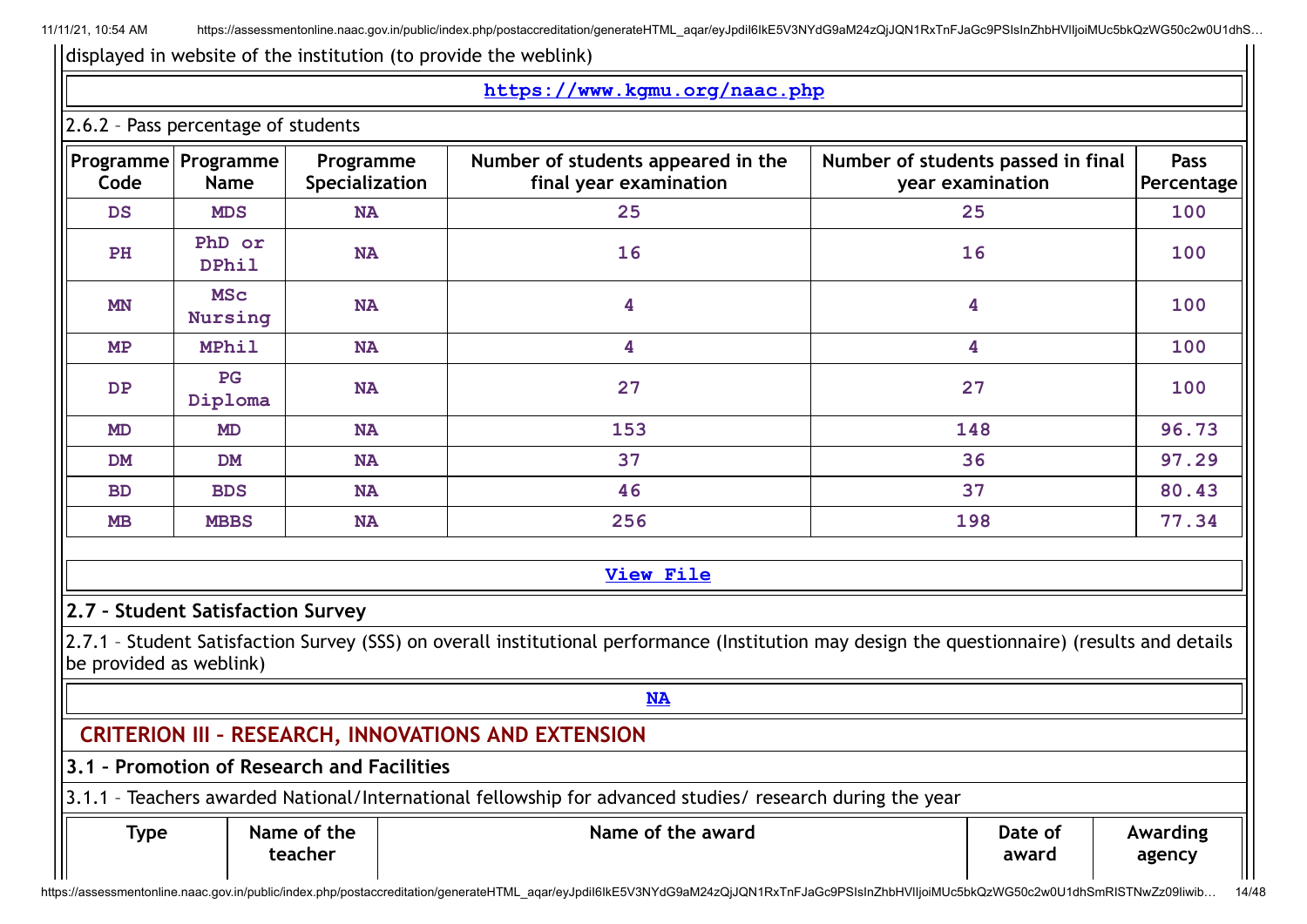displayed in website of the institution (to provide the weblink)

**https://www.kgmu.org/naac.php**

2.6.2 – Pass percentage of students

| Programme Code | Programme Name | Programme Specialization | Number of students appeared in the final year examination | Number of students passed in final year examination | Pass Percentage |
|---|---|---|---|---|---|
| DS | MDS | NA | 25 | 25 | 100 |
| PH | PhD or DPhil | NA | 16 | 16 | 100 |
| MN | MSc Nursing | NA | 4 | 4 | 100 |
| MP | MPhil | NA | 4 | 4 | 100 |
| DP | PG Diploma | NA | 27 | 27 | 100 |
| MD | MD | NA | 153 | 148 | 96.73 |
| DM | DM | NA | 37 | 36 | 97.29 |
| BD | BDS | NA | 46 | 37 | 80.43 |
| MB | MBBS | NA | 256 | 198 | 77.34 |

**View File**

**2.7 – Student Satisfaction Survey**

2.7.1 – Student Satisfaction Survey (SSS) on overall institutional performance (Institution may design the questionnaire) (results and details be provided as weblink)

**NA**

## CRITERION III – RESEARCH, INNOVATIONS AND EXTENSION

**3.1 – Promotion of Research and Facilities**

3.1.1 – Teachers awarded National/International fellowship for advanced studies/ research during the year

| Type | Name of the teacher | Name of the award | Date of award | Awarding agency |
|---|---|---|---|---|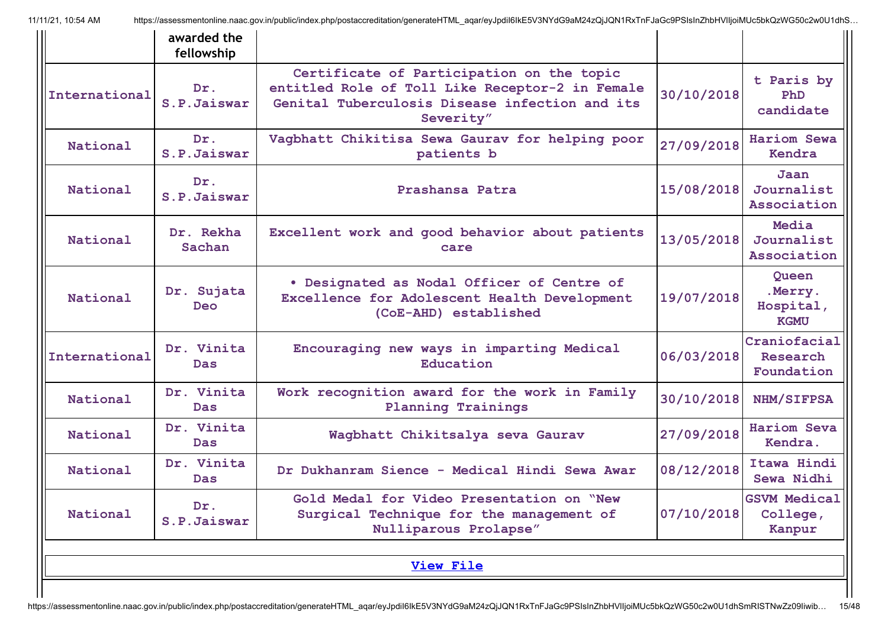|  | awarded the fellowship |  |  |  |
|---|---|---|---|---|
| International | Dr. S.P.Jaiswar | Certificate of Participation on the topic entitled Role of Toll Like Receptor-2 in Female Genital Tuberculosis Disease infection and its Severity" | 30/10/2018 | t Paris by PhD candidate |
| National | Dr. S.P.Jaiswar | Vagbhatt Chikitisa Sewa Gaurav for helping poor patients b | 27/09/2018 | Hariom Sewa Kendra |
| National | Dr. S.P.Jaiswar | Prashansa Patra | 15/08/2018 | Jaan Journalist Association |
| National | Dr. Rekha Sachan | Excellent work and good behavior about patients care | 13/05/2018 | Media Journalist Association |
| National | Dr. Sujata Deo | • Designated as Nodal Officer of Centre of Excellence for Adolescent Health Development (CoE-AHD) established | 19/07/2018 | Queen .Merry. Hospital, KGMU |
| International | Dr. Vinita Das | Encouraging new ways in imparting Medical Education | 06/03/2018 | Craniofacial Research Foundation |
| National | Dr. Vinita Das | Work recognition award for the work in Family Planning Trainings | 30/10/2018 | NHM/SIFPSA |
| National | Dr. Vinita Das | Wagbhatt Chikitsalya seva Gaurav | 27/09/2018 | Hariom Seva Kendra. |
| National | Dr. Vinita Das | Dr Dukhanram Sience - Medical Hindi Sewa Awar | 08/12/2018 | Itawa Hindi Sewa Nidhi |
| National | Dr. S.P.Jaiswar | Gold Medal for Video Presentation on "New Surgical Technique for the management of Nulliparous Prolapse" | 07/10/2018 | GSVM Medical College, Kanpur |

**View File**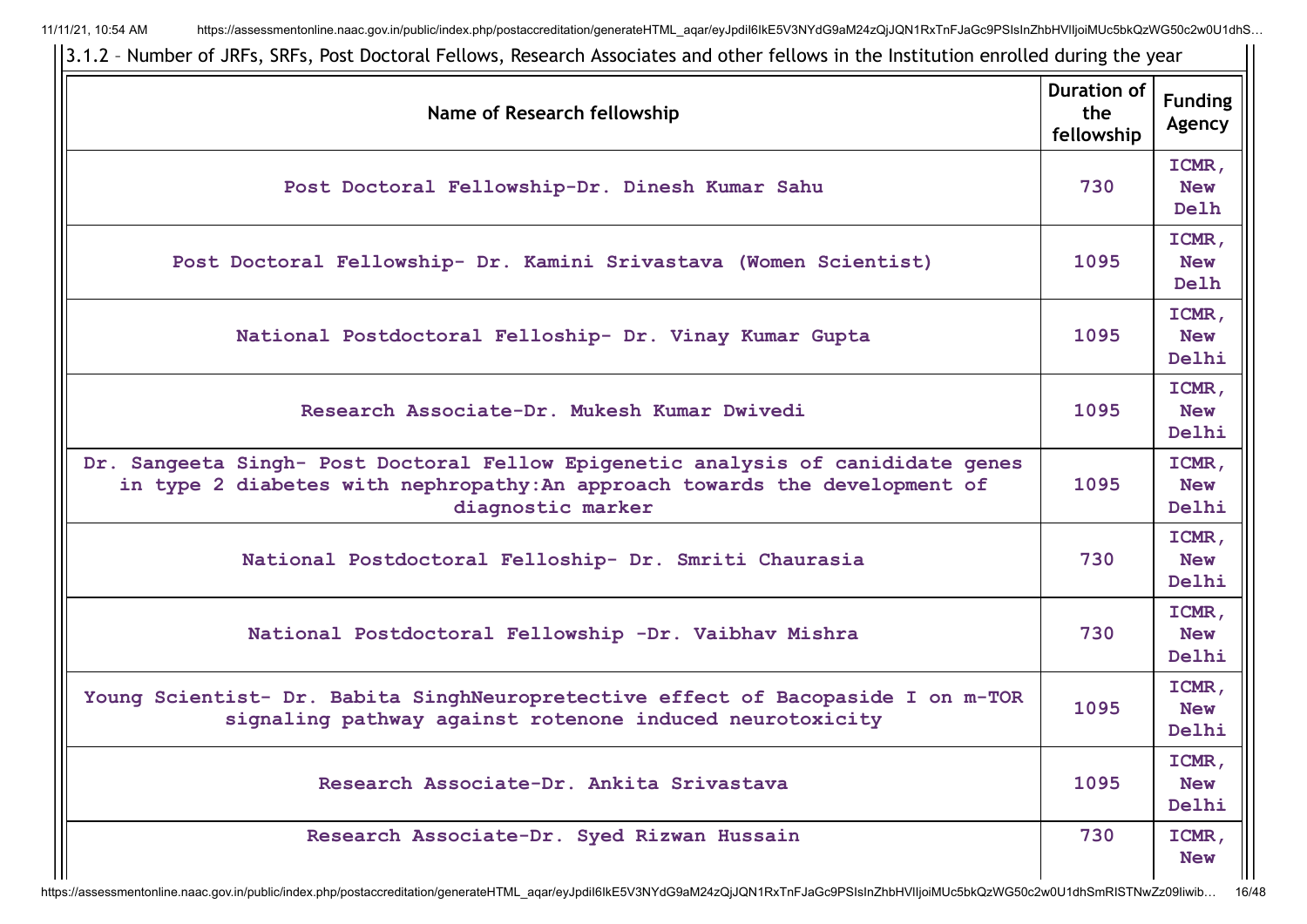3.1.2 – Number of JRFs, SRFs, Post Doctoral Fellows, Research Associates and other fellows in the Institution enrolled during the year

| Name of Research fellowship | Duration of the fellowship | Funding Agency |
|---|---|---|
| Post Doctoral Fellowship-Dr. Dinesh Kumar Sahu | 730 | ICMR, New Delh |
| Post Doctoral Fellowship- Dr. Kamini Srivastava (Women Scientist) | 1095 | ICMR, New Delh |
| National Postdoctoral Felloship- Dr. Vinay Kumar Gupta | 1095 | ICMR, New Delhi |
| Research Associate-Dr. Mukesh Kumar Dwivedi | 1095 | ICMR, New Delhi |
| Dr. Sangeeta Singh- Post Doctoral Fellow Epigenetic analysis of canididate genes in type 2 diabetes with nephropathy:An approach towards the development of diagnostic marker | 1095 | ICMR, New Delhi |
| National Postdoctoral Felloship- Dr. Smriti Chaurasia | 730 | ICMR, New Delhi |
| National Postdoctoral Fellowship -Dr. Vaibhav Mishra | 730 | ICMR, New Delhi |
| Young Scientist- Dr. Babita SinghNeuropretective effect of Bacopaside I on m-TOR signaling pathway against rotenone induced neurotoxicity | 1095 | ICMR, New Delhi |
| Research Associate-Dr. Ankita Srivastava | 1095 | ICMR, New Delhi |
| Research Associate-Dr. Syed Rizwan Hussain | 730 | ICMR, New |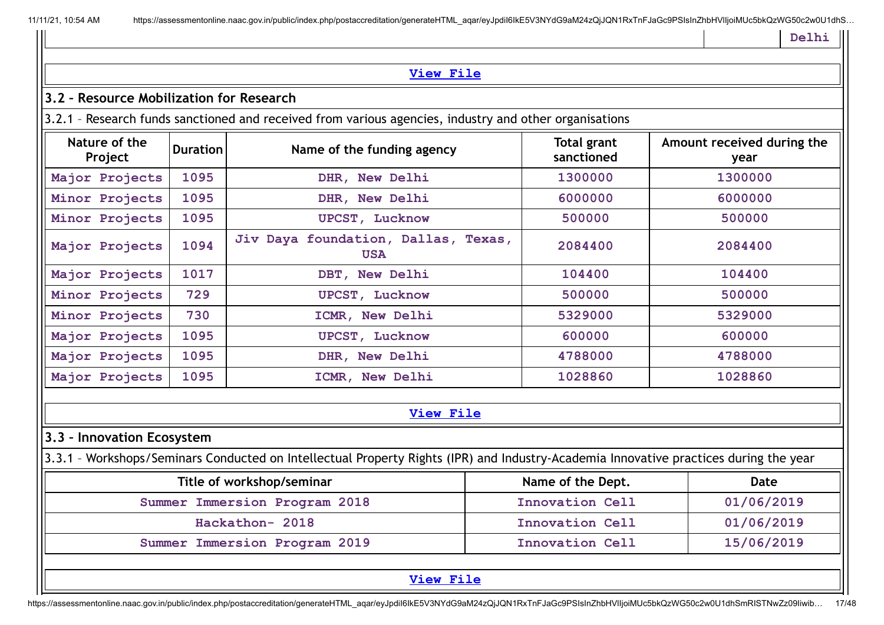| | | Delhi |
|---|---|---|

[View File](#)

### 3.2 – Resource Mobilization for Research

3.2.1 – Research funds sanctioned and received from various agencies, industry and other organisations

| Nature of the Project | Duration | Name of the funding agency | Total grant sanctioned | Amount received during the year |
|---|---|---|---|---|
| Major Projects | 1095 | DHR, New Delhi | 1300000 | 1300000 |
| Minor Projects | 1095 | DHR, New Delhi | 6000000 | 6000000 |
| Minor Projects | 1095 | UPCST, Lucknow | 500000 | 500000 |
| Major Projects | 1094 | Jiv Daya foundation, Dallas, Texas, USA | 2084400 | 2084400 |
| Major Projects | 1017 | DBT, New Delhi | 104400 | 104400 |
| Minor Projects | 729 | UPCST, Lucknow | 500000 | 500000 |
| Minor Projects | 730 | ICMR, New Delhi | 5329000 | 5329000 |
| Major Projects | 1095 | UPCST, Lucknow | 600000 | 600000 |
| Major Projects | 1095 | DHR, New Delhi | 4788000 | 4788000 |
| Major Projects | 1095 | ICMR, New Delhi | 1028860 | 1028860 |

[View File](#)

### 3.3 – Innovation Ecosystem

3.3.1 – Workshops/Seminars Conducted on Intellectual Property Rights (IPR) and Industry-Academia Innovative practices during the year

| Title of workshop/seminar | Name of the Dept. | Date |
|---|---|---|
| Summer Immersion Program 2018 | Innovation Cell | 01/06/2019 |
| Hackathon- 2018 | Innovation Cell | 01/06/2019 |
| Summer Immersion Program 2019 | Innovation Cell | 15/06/2019 |

[View File](#)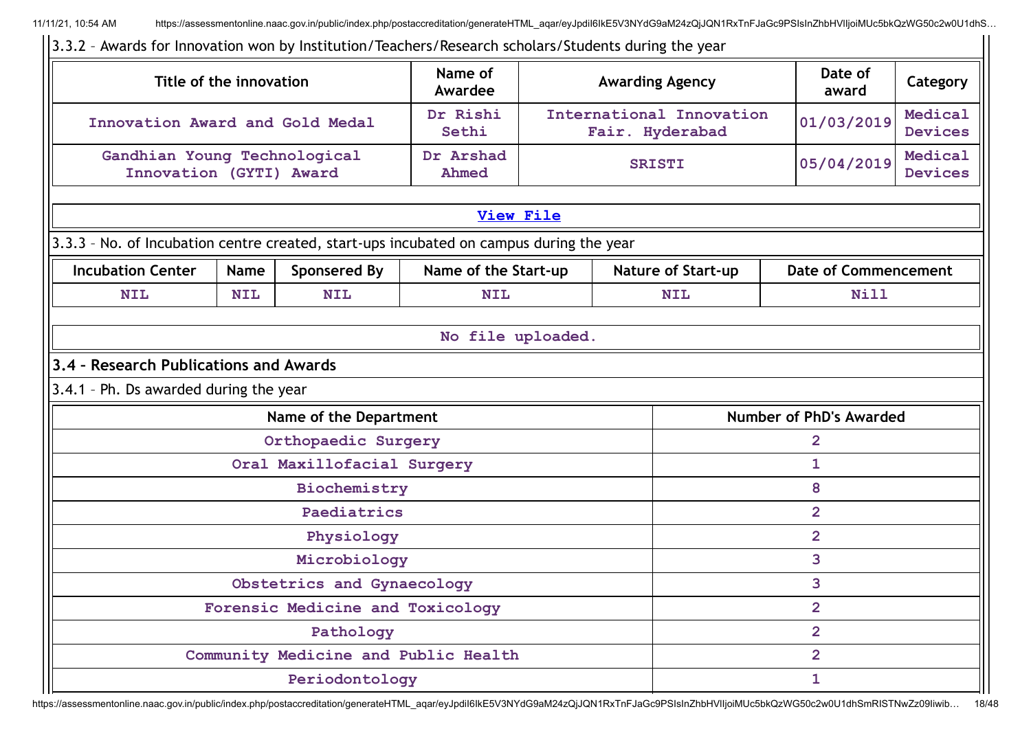3.3.2 – Awards for Innovation won by Institution/Teachers/Research scholars/Students during the year

| Title of the innovation | Name of Awardee | Awarding Agency | Date of award | Category |
|---|---|---|---|---|
| Innovation Award and Gold Medal | Dr Rishi Sethi | International Innovation Fair. Hyderabad | 01/03/2019 | Medical Devices |
| Gandhian Young Technological Innovation (GYTI) Award | Dr Arshad Ahmed | SRISTI | 05/04/2019 | Medical Devices |

[View File]

3.3.3 – No. of Incubation centre created, start-ups incubated on campus during the year

| Incubation Center | Name | Sponsered By | Name of the Start-up | Nature of Start-up | Date of Commencement |
|---|---|---|---|---|---|
| NIL | NIL | NIL | NIL | NIL | Nill |

No file uploaded.

### 3.4 – Research Publications and Awards

3.4.1 – Ph. Ds awarded during the year

| Name of the Department | Number of PhD's Awarded |
|---|---|
| Orthopaedic Surgery | 2 |
| Oral Maxillofacial Surgery | 1 |
| Biochemistry | 8 |
| Paediatrics | 2 |
| Physiology | 2 |
| Microbiology | 3 |
| Obstetrics and Gynaecology | 3 |
| Forensic Medicine and Toxicology | 2 |
| Pathology | 2 |
| Community Medicine and Public Health | 2 |
| Periodontology | 1 |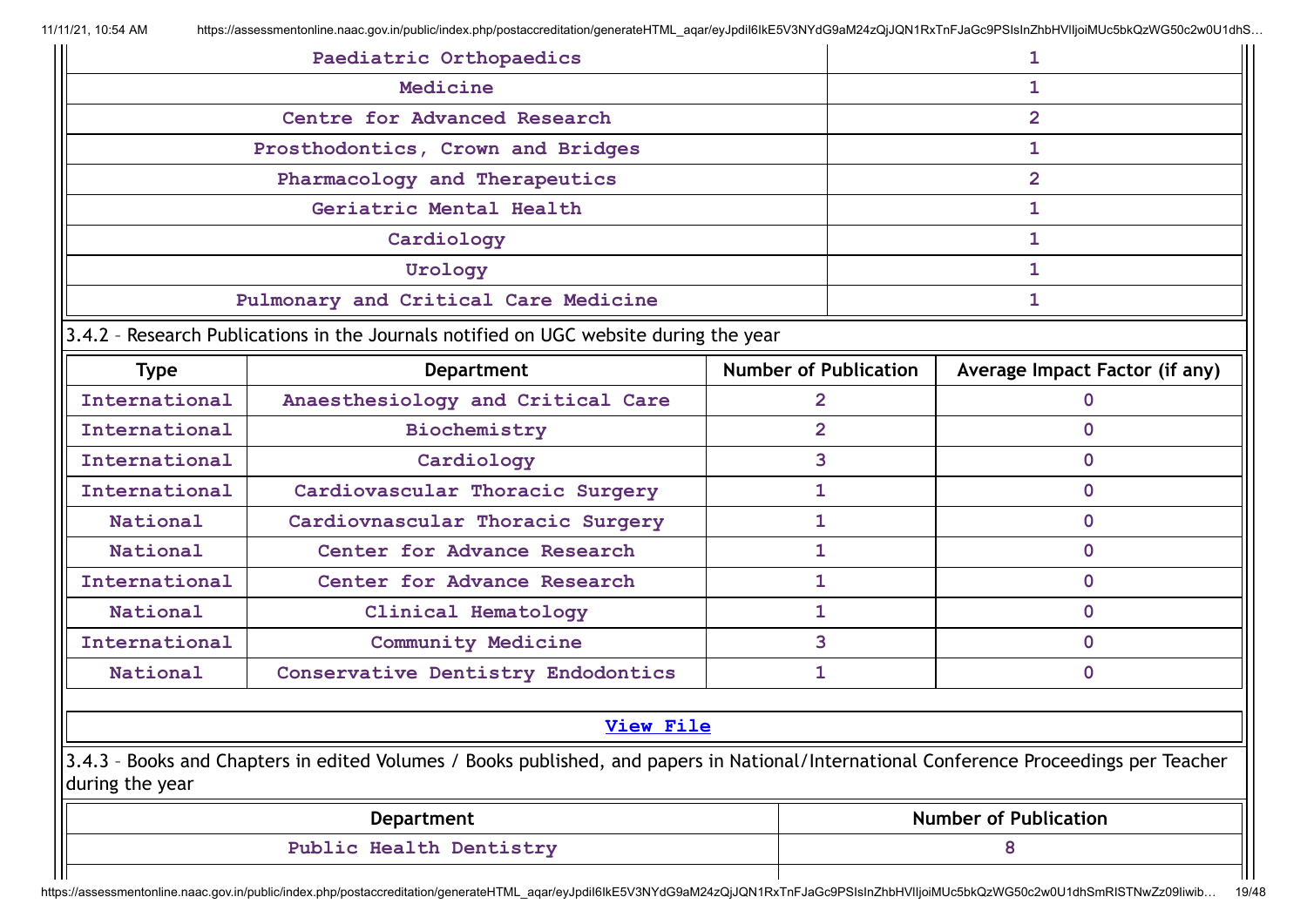| | |
|---|---|
| Paediatric Orthopaedics | 1 |
| Medicine | 1 |
| Centre for Advanced Research | 2 |
| Prosthodontics, Crown and Bridges | 1 |
| Pharmacology and Therapeutics | 2 |
| Geriatric Mental Health | 1 |
| Cardiology | 1 |
| Urology | 1 |
| Pulmonary and Critical Care Medicine | 1 |

3.4.2 – Research Publications in the Journals notified on UGC website during the year

| Type | Department | Number of Publication | Average Impact Factor (if any) |
|---|---|---|---|
| International | Anaesthesiology and Critical Care | 2 | 0 |
| International | Biochemistry | 2 | 0 |
| International | Cardiology | 3 | 0 |
| International | Cardiovascular Thoracic Surgery | 1 | 0 |
| National | Cardiovnascular Thoracic Surgery | 1 | 0 |
| National | Center for Advance Research | 1 | 0 |
| International | Center for Advance Research | 1 | 0 |
| National | Clinical Hematology | 1 | 0 |
| International | Community Medicine | 3 | 0 |
| National | Conservative Dentistry Endodontics | 1 | 0 |

**View File**

3.4.3 – Books and Chapters in edited Volumes / Books published, and papers in National/International Conference Proceedings per Teacher during the year

| Department | Number of Publication |
|---|---|
| Public Health Dentistry | 8 |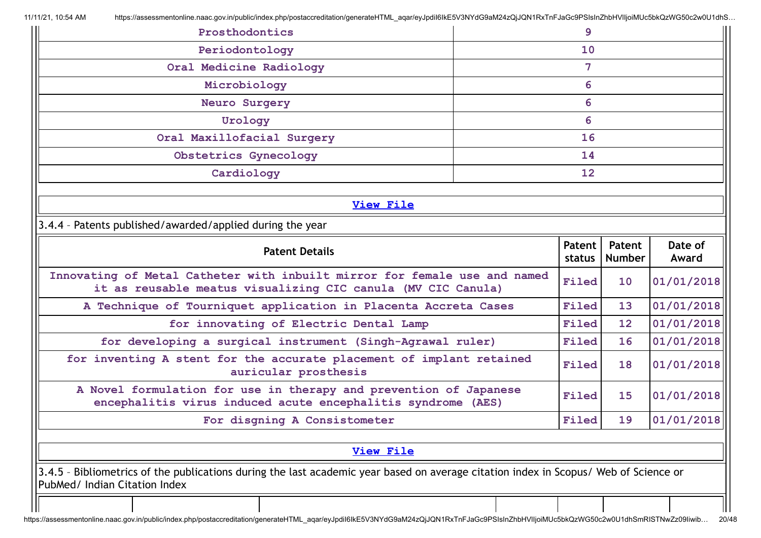| | |
|---|---|
| Prosthodontics | 9 |
| Periodontology | 10 |
| Oral Medicine Radiology | 7 |
| Microbiology | 6 |
| Neuro Surgery | 6 |
| Urology | 6 |
| Oral Maxillofacial Surgery | 16 |
| Obstetrics Gynecology | 14 |
| Cardiology | 12 |

[View File]

3.4.4 – Patents published/awarded/applied during the year

| Patent Details | Patent status | Patent Number | Date of Award |
|---|---|---|---|
| Innovating of Metal Catheter with inbuilt mirror for female use and named it as reusable meatus visualizing CIC canula (MV CIC Canula) | Filed | 10 | 01/01/2018 |
| A Technique of Tourniquet application in Placenta Accreta Cases | Filed | 13 | 01/01/2018 |
| for innovating of Electric Dental Lamp | Filed | 12 | 01/01/2018 |
| for developing a surgical instrument (Singh-Agrawal ruler) | Filed | 16 | 01/01/2018 |
| for inventing A stent for the accurate placement of implant retained auricular prosthesis | Filed | 18 | 01/01/2018 |
| A Novel formulation for use in therapy and prevention of Japanese encephalitis virus induced acute encephalitis syndrome (AES) | Filed | 15 | 01/01/2018 |
| For disgning A Consistometer | Filed | 19 | 01/01/2018 |

[View File]

3.4.5 – Bibliometrics of the publications during the last academic year based on average citation index in Scopus/ Web of Science or PubMed/ Indian Citation Index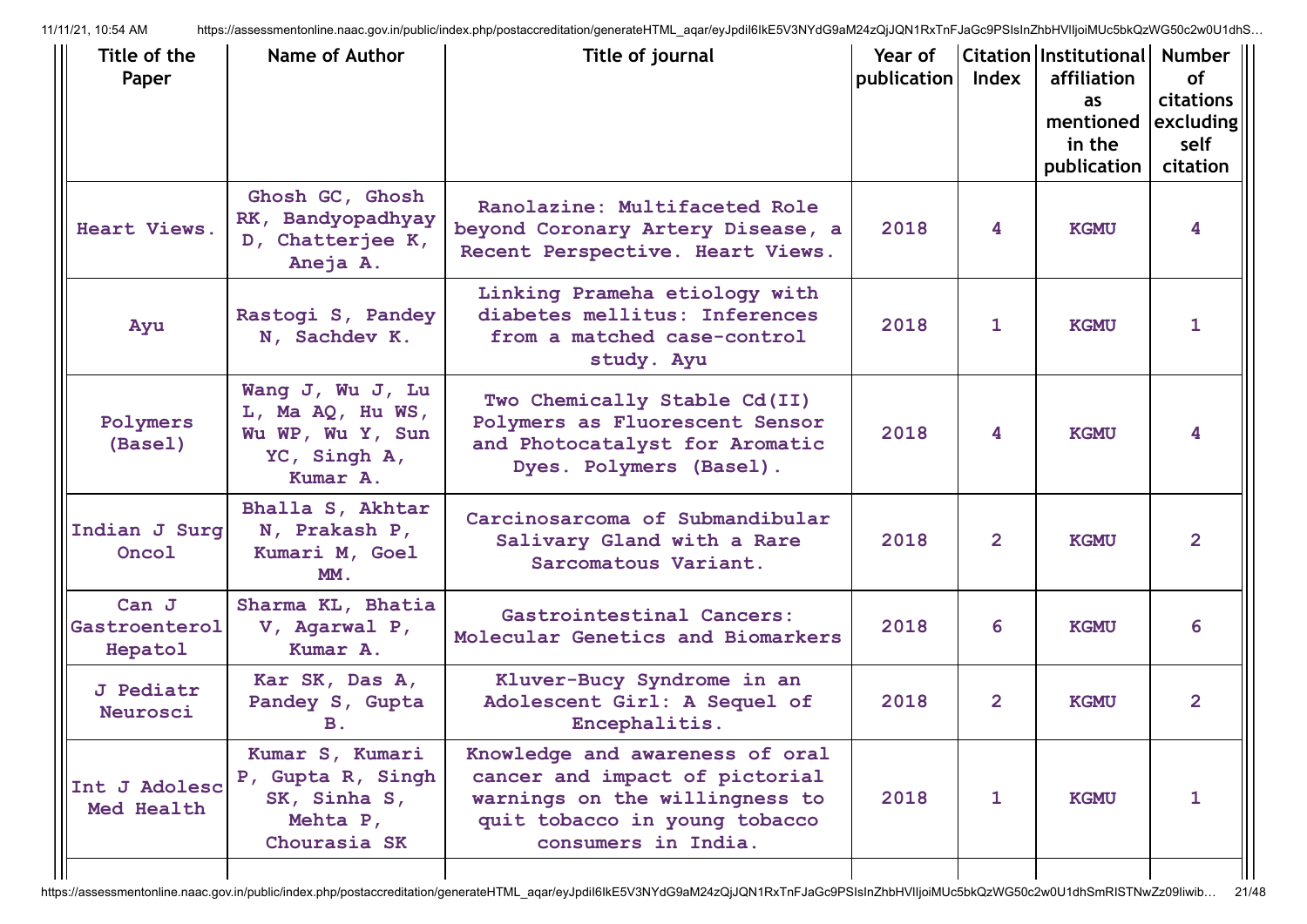| Title of the Paper | Name of Author | Title of journal | Year of publication | Citation Index | Institutional affiliation as mentioned in the publication | Number of citations excluding self citation |
|---|---|---|---|---|---|---|
| Heart Views. | Ghosh GC, Ghosh RK, Bandyopadhyay D, Chatterjee K, Aneja A. | Ranolazine: Multifaceted Role beyond Coronary Artery Disease, a Recent Perspective. Heart Views. | 2018 | 4 | KGMU | 4 |
| Ayu | Rastogi S, Pandey N, Sachdev K. | Linking Prameha etiology with diabetes mellitus: Inferences from a matched case-control study. Ayu | 2018 | 1 | KGMU | 1 |
| Polymers (Basel) | Wang J, Wu J, Lu L, Ma AQ, Hu WS, Wu WP, Wu Y, Sun YC, Singh A, Kumar A. | Two Chemically Stable Cd(II) Polymers as Fluorescent Sensor and Photocatalyst for Aromatic Dyes. Polymers (Basel). | 2018 | 4 | KGMU | 4 |
| Indian J Surg Oncol | Bhalla S, Akhtar N, Prakash P, Kumari M, Goel MM. | Carcinosarcoma of Submandibular Salivary Gland with a Rare Sarcomatous Variant. | 2018 | 2 | KGMU | 2 |
| Can J Gastroenterol Hepatol | Sharma KL, Bhatia V, Agarwal P, Kumar A. | Gastrointestinal Cancers: Molecular Genetics and Biomarkers | 2018 | 6 | KGMU | 6 |
| J Pediatr Neurosci | Kar SK, Das A, Pandey S, Gupta B. | Kluver-Bucy Syndrome in an Adolescent Girl: A Sequel of Encephalitis. | 2018 | 2 | KGMU | 2 |
| Int J Adolesc Med Health | Kumar S, Kumari P, Gupta R, Singh SK, Sinha S, Mehta P, Chourasia SK | Knowledge and awareness of oral cancer and impact of pictorial warnings on the willingness to quit tobacco in young tobacco consumers in India. | 2018 | 1 | KGMU | 1 |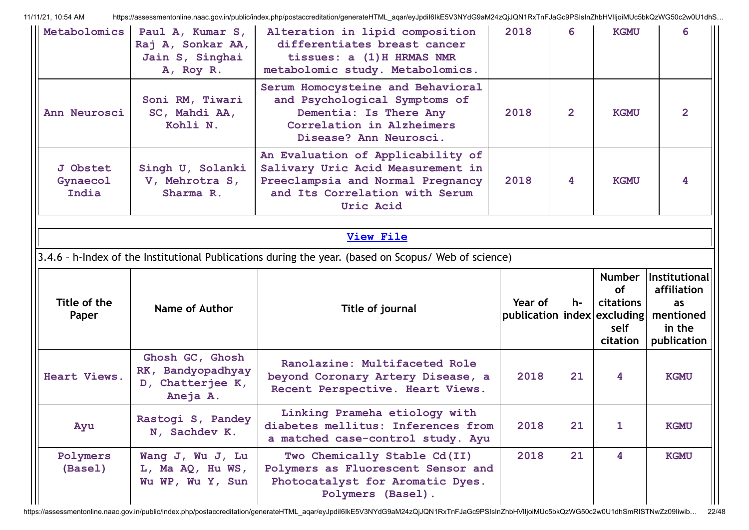| Metabolomics | Paul A, Kumar S, Raj A, Sonkar AA, Jain S, Singhai A, Roy R. | Alteration in lipid composition differentiates breast cancer tissues: a (1)H HRMAS NMR metabolomic study. Metabolomics. | 2018 | 6 | KGMU | 6 |
|---|---|---|---|---|---|---|
| Ann Neurosci | Soni RM, Tiwari SC, Mahdi AA, Kohli N. | Serum Homocysteine and Behavioral and Psychological Symptoms of Dementia: Is There Any Correlation in Alzheimers Disease? Ann Neurosci. | 2018 | 2 | KGMU | 2 |
| J Obstet Gynaecol India | Singh U, Solanki V, Mehrotra S, Sharma R. | An Evaluation of Applicability of Salivary Uric Acid Measurement in Preeclampsia and Normal Pregnancy and Its Correlation with Serum Uric Acid | 2018 | 4 | KGMU | 4 |

View File

3.4.6 – h-Index of the Institutional Publications during the year. (based on Scopus/ Web of science)

| Title of the Paper | Name of Author | Title of journal | Year of publication | h-index | Number of citations excluding self citation | Institutional affiliation as mentioned in the publication |
|---|---|---|---|---|---|---|
| Heart Views. | Ghosh GC, Ghosh RK, Bandyopadhyay D, Chatterjee K, Aneja A. | Ranolazine: Multifaceted Role beyond Coronary Artery Disease, a Recent Perspective. Heart Views. | 2018 | 21 | 4 | KGMU |
| Ayu | Rastogi S, Pandey N, Sachdev K. | Linking Prameha etiology with diabetes mellitus: Inferences from a matched case-control study. Ayu | 2018 | 21 | 1 | KGMU |
| Polymers (Basel) | Wang J, Wu J, Lu L, Ma AQ, Hu WS, Wu WP, Wu Y, Sun | Two Chemically Stable Cd(II) Polymers as Fluorescent Sensor and Photocatalyst for Aromatic Dyes. Polymers (Basel). | 2018 | 21 | 4 | KGMU |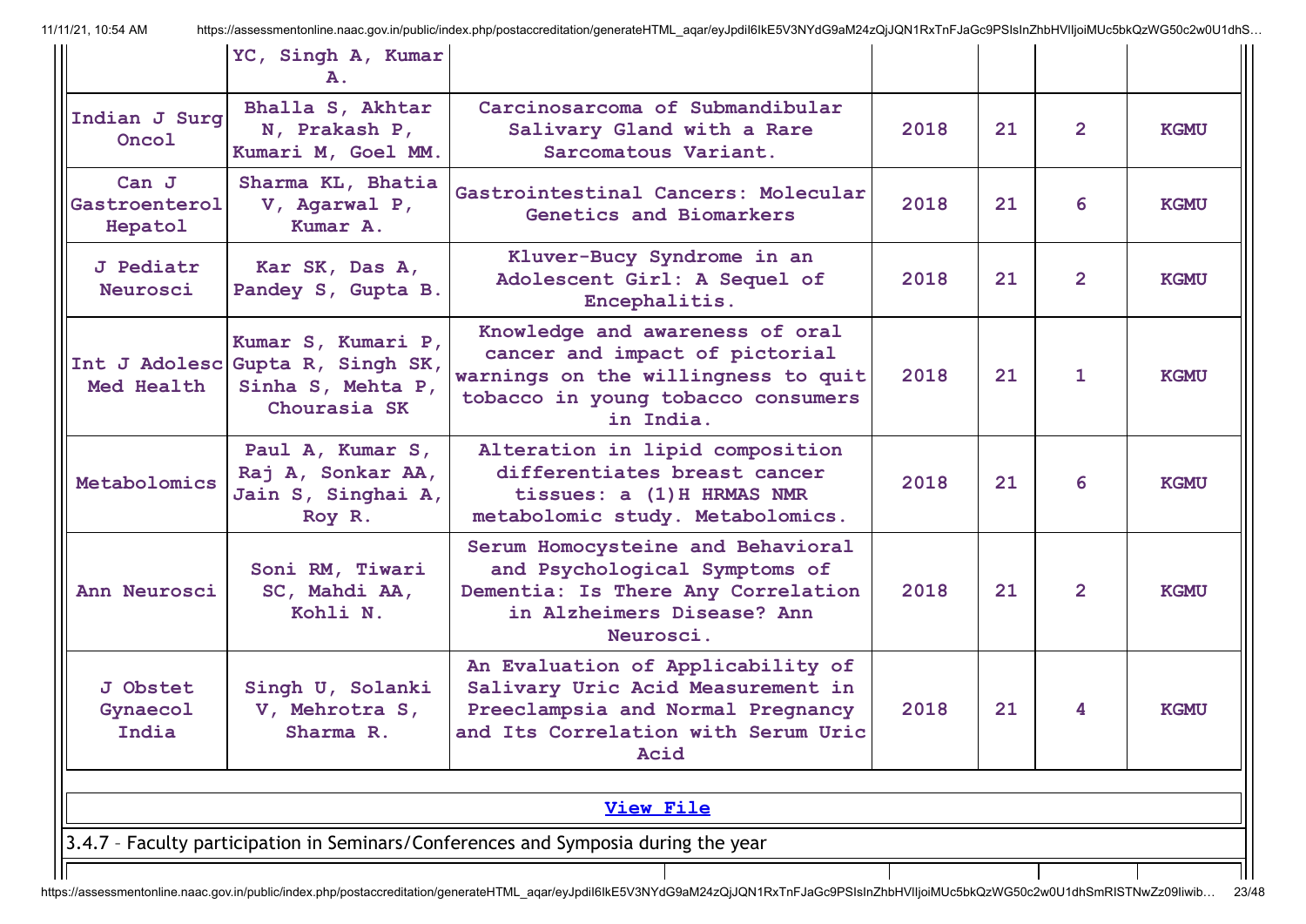| | | | | | | |
|---|---|---|---|---|---|---|
| | YC, Singh A, Kumar A. | | | | | |
| Indian J Surg Oncol | Bhalla S, Akhtar N, Prakash P, Kumari M, Goel MM. | Carcinosarcoma of Submandibular Salivary Gland with a Rare Sarcomatous Variant. | 2018 | 21 | 2 | KGMU |
| Can J Gastroenterol Hepatol | Sharma KL, Bhatia V, Agarwal P, Kumar A. | Gastrointestinal Cancers: Molecular Genetics and Biomarkers | 2018 | 21 | 6 | KGMU |
| J Pediatr Neurosci | Kar SK, Das A, Pandey S, Gupta B. | Kluver-Bucy Syndrome in an Adolescent Girl: A Sequel of Encephalitis. | 2018 | 21 | 2 | KGMU |
| Int J Adolesc Med Health | Kumar S, Kumari P, Gupta R, Singh SK, Sinha S, Mehta P, Chourasia SK | Knowledge and awareness of oral cancer and impact of pictorial warnings on the willingness to quit tobacco in young tobacco consumers in India. | 2018 | 21 | 1 | KGMU |
| Metabolomics | Paul A, Kumar S, Raj A, Sonkar AA, Jain S, Singhai A, Roy R. | Alteration in lipid composition differentiates breast cancer tissues: a (1)H HRMAS NMR metabolomic study. Metabolomics. | 2018 | 21 | 6 | KGMU |
| Ann Neurosci | Soni RM, Tiwari SC, Mahdi AA, Kohli N. | Serum Homocysteine and Behavioral and Psychological Symptoms of Dementia: Is There Any Correlation in Alzheimers Disease? Ann Neurosci. | 2018 | 21 | 2 | KGMU |
| J Obstet Gynaecol India | Singh U, Solanki V, Mehrotra S, Sharma R. | An Evaluation of Applicability of Salivary Uric Acid Measurement in Preeclampsia and Normal Pregnancy and Its Correlation with Serum Uric Acid | 2018 | 21 | 4 | KGMU |

[View File]

3.4.7 – Faculty participation in Seminars/Conferences and Symposia during the year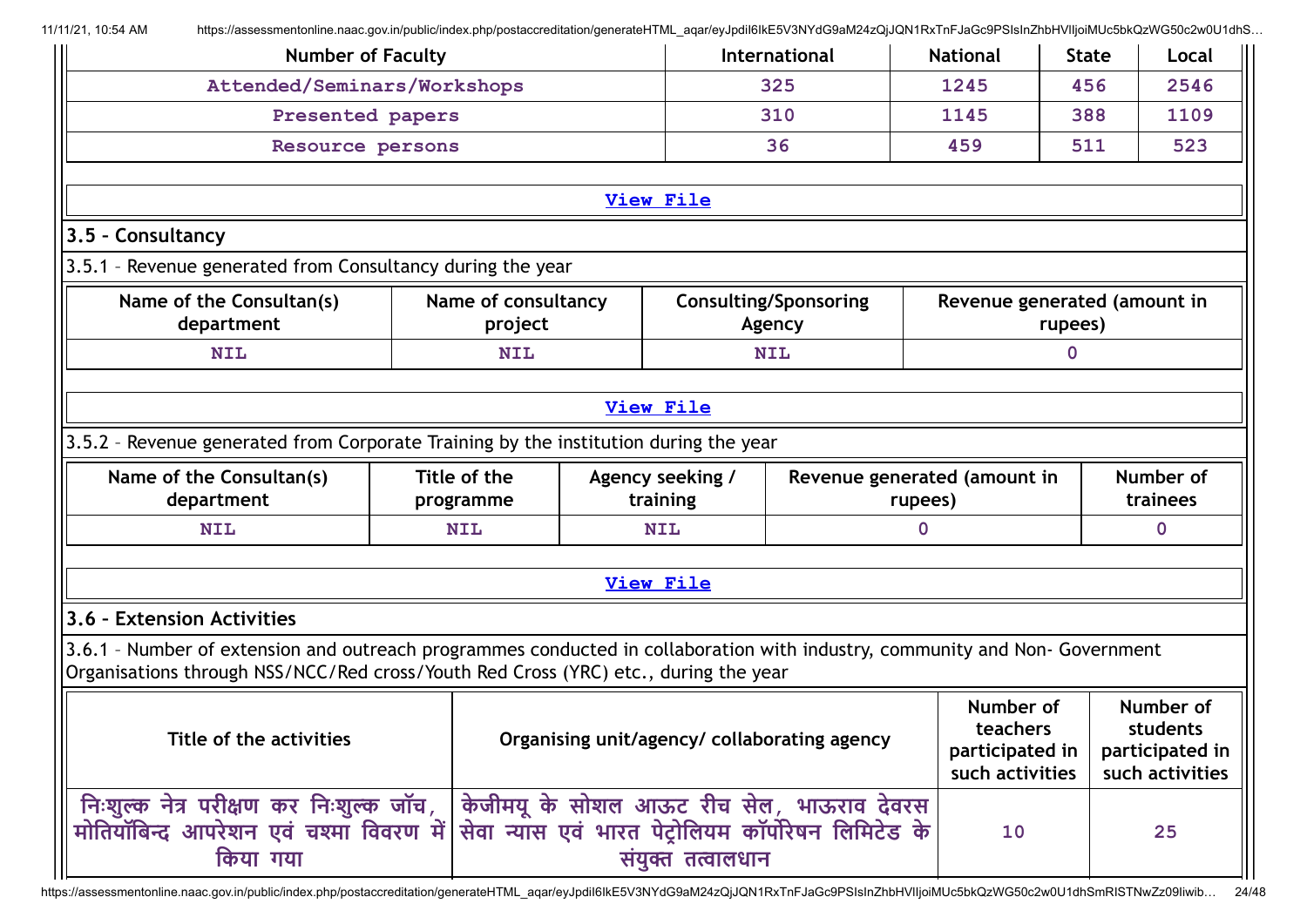| Number of Faculty | International | National | State | Local |
|---|---|---|---|---|
| Attended/Seminars/Workshops | 325 | 1245 | 456 | 2546 |
| Presented papers | 310 | 1145 | 388 | 1109 |
| Resource persons | 36 | 459 | 511 | 523 |

View File

### 3.5 – Consultancy

3.5.1 – Revenue generated from Consultancy during the year

| Name of the Consultan(s) department | Name of consultancy project | Consulting/Sponsoring Agency | Revenue generated (amount in rupees) |
|---|---|---|---|
| NIL | NIL | NIL | 0 |

View File

3.5.2 – Revenue generated from Corporate Training by the institution during the year

| Name of the Consultan(s) department | Title of the programme | Agency seeking / training | Revenue generated (amount in rupees) | Number of trainees |
|---|---|---|---|---|
| NIL | NIL | NIL | 0 | 0 |

View File

### 3.6 – Extension Activities

3.6.1 – Number of extension and outreach programmes conducted in collaboration with industry, community and Non- Government Organisations through NSS/NCC/Red cross/Youth Red Cross (YRC) etc., during the year

| Title of the activities | Organising unit/agency/ collaborating agency | Number of teachers participated in such activities | Number of students participated in such activities |
|---|---|---|---|
| निःशुल्क नेत्र परीक्षण कर निःशुल्क जॉच, मोतियॉबिन्द आपरेशन एवं चश्मा विवरण में किया गया | केजीमयू के सोशल आऊट रीच सेल, भाऊराव देवरस सेवा न्यास एवं भारत पेट्रोलियम कॉर्पोरेषन लिमिटेड के संयुक्त तत्वालधान | 10 | 25 |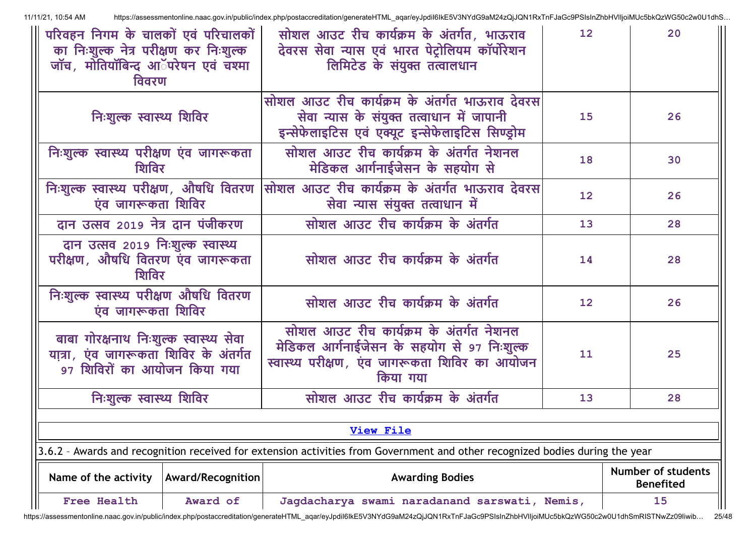| परिवहन निगम के चालकों एवं परिचालकों का निःशुल्क नेत्र परीक्षण कर निःशुल्क जॉच, मोतियॉबिन्द आॅपरेषन एवं चश्मा विवरण | सोशल आउट रीच कार्यक्रम के अंतर्गत, भाऊराव देवरस सेवा न्यास एवं भारत पेट्रोलियम कॉर्पोरेशन लिमिटेड के संयुक्त तत्वालधान | 12 | 20 |
|---|---|---|---|
| निःशुल्क स्वास्थ्य शिविर | सोशल आउट रीच कार्यक्रम के अंतर्गत भाऊराव देवरस सेवा न्यास के संयुक्त तत्वाधान में जापानी इन्सेफेलाइटिस एवं एक्यूट इन्सेफेलाइटिस सिण्ड्रोम | 15 | 26 |
| निःशुल्क स्वास्थ्य परीक्षण एंव जागरूकता शिविर | सोशल आउट रीच कार्यक्रम के अंतर्गत नेशनल मेडिकल आर्गनाईजेसन के सहयोग से | 18 | 30 |
| निःशुल्क स्वास्थ्य परीक्षण, औषधि वितरण एंव जागरूकता शिविर | सोशल आउट रीच कार्यक्रम के अंतर्गत भाऊराव देवरस सेवा न्यास संयुक्त तत्वाधान में | 12 | 26 |
| दान उत्सव 2019 नेत्र दान पंजीकरण | सोशल आउट रीच कार्यक्रम के अंतर्गत | 13 | 28 |
| दान उत्सव 2019 निःशुल्क स्वास्थ्य परीक्षण, औषधि वितरण एंव जागरूकता शिविर | सोशल आउट रीच कार्यक्रम के अंतर्गत | 14 | 28 |
| निःशुल्क स्वास्थ्य परीक्षण औषधि वितरण एंव जागरूकता शिविर | सोशल आउट रीच कार्यक्रम के अंतर्गत | 12 | 26 |
| बाबा गोरक्षनाथ निःशुल्क स्वास्थ्य सेवा यात्रा, एंव जागरूकता शिविर के अंतर्गत 97 शिविरों का आयोजन किया गया | सोशल आउट रीच कार्यक्रम के अंतर्गत नेशनल मेडिकल आर्गनाईजेसन के सहयोग से 97 निःशुल्क स्वास्थ्य परीक्षण, एंव जागरूकता शिविर का आयोजन किया गया | 11 | 25 |
| निःशुल्क स्वास्थ्य शिविर | सोशल आउट रीच कार्यक्रम के अंतर्गत | 13 | 28 |

View File

3.6.2 – Awards and recognition received for extension activities from Government and other recognized bodies during the year

| Name of the activity | Award/Recognition | Awarding Bodies | Number of students Benefited |
|---|---|---|---|
| Free Health | Award of | Jagdacharya swami naradanand sarswati, Nemis, | 15 |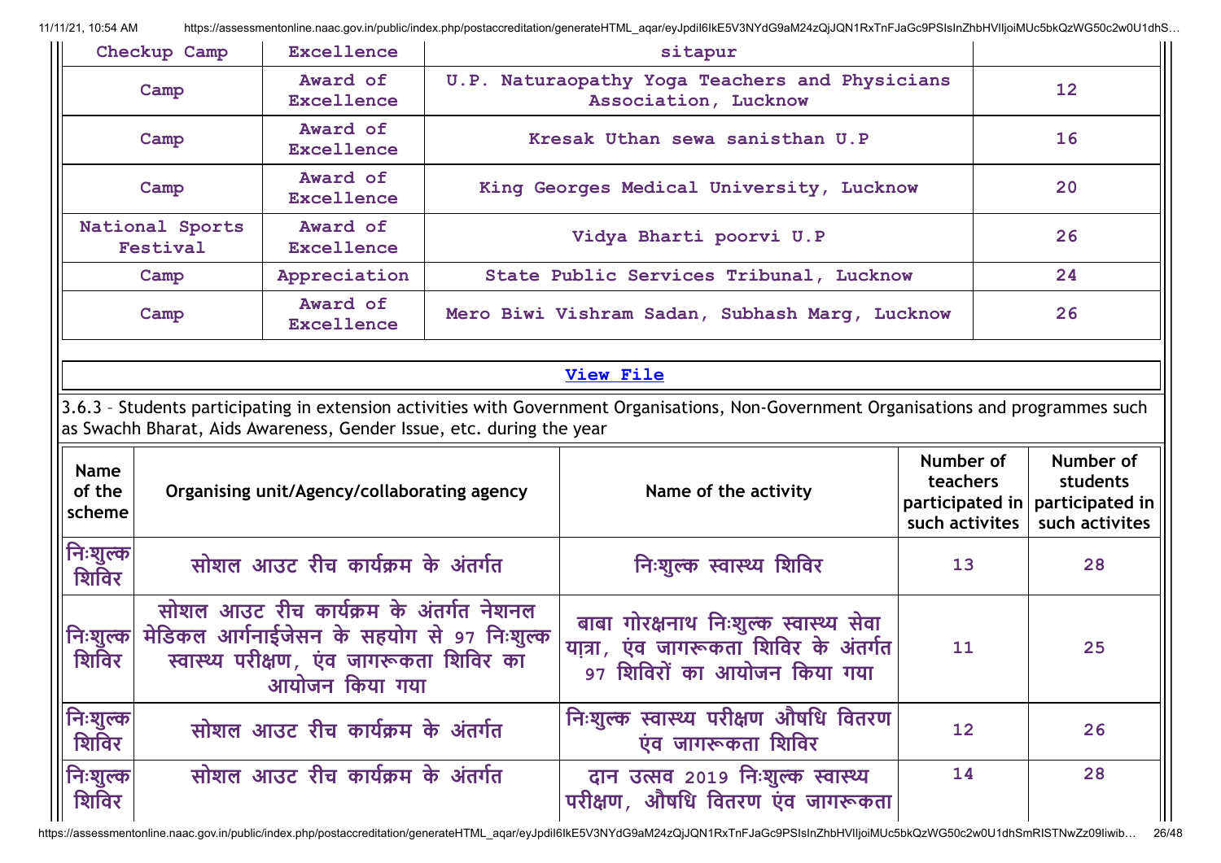| | | | |
|---|---|---|---|
| Checkup Camp | Excellence | sitapur | |
| Camp | Award of Excellence | U.P. Naturaopathy Yoga Teachers and Physicians Association, Lucknow | 12 |
| Camp | Award of Excellence | Kresak Uthan sewa sanisthan U.P | 16 |
| Camp | Award of Excellence | King Georges Medical University, Lucknow | 20 |
| National Sports Festival | Award of Excellence | Vidya Bharti poorvi U.P | 26 |
| Camp | Appreciation | State Public Services Tribunal, Lucknow | 24 |
| Camp | Award of Excellence | Mero Biwi Vishram Sadan, Subhash Marg, Lucknow | 26 |

View File

3.6.3 – Students participating in extension activities with Government Organisations, Non-Government Organisations and programmes such as Swachh Bharat, Aids Awareness, Gender Issue, etc. during the year

| Name of the scheme | Organising unit/Agency/collaborating agency | Name of the activity | Number of teachers participated in such activites | Number of students participated in such activites |
|---|---|---|---|---|
| निःशुल्क शिविर | सोशल आउट रीच कार्यक्रम के अंतर्गत | निःशुल्क स्वास्थ्य शिविर | 13 | 28 |
| निःशुल्क शिविर | सोशल आउट रीच कार्यक्रम के अंतर्गत नेशनल मेडिकल आर्गनाईजेसन के सहयोग से 97 निःशुल्क स्वास्थ्य परीक्षण, एंव जागरूकता शिविर का आयोजन किया गया | बाबा गोरक्षनाथ निःशुल्क स्वास्थ्य सेवा यात्रा, एंव जागरूकता शिविर के अंतर्गत 97 शिविरों का आयोजन किया गया | 11 | 25 |
| निःशुल्क शिविर | सोशल आउट रीच कार्यक्रम के अंतर्गत | निःशुल्क स्वास्थ्य परीक्षण औषधि वितरण एंव जागरूकता शिविर | 12 | 26 |
| निःशुल्क शिविर | सोशल आउट रीच कार्यक्रम के अंतर्गत | दान उत्सव 2019 निःशुल्क स्वास्थ्य परीक्षण, औषधि वितरण एंव जागरूकता | 14 | 28 |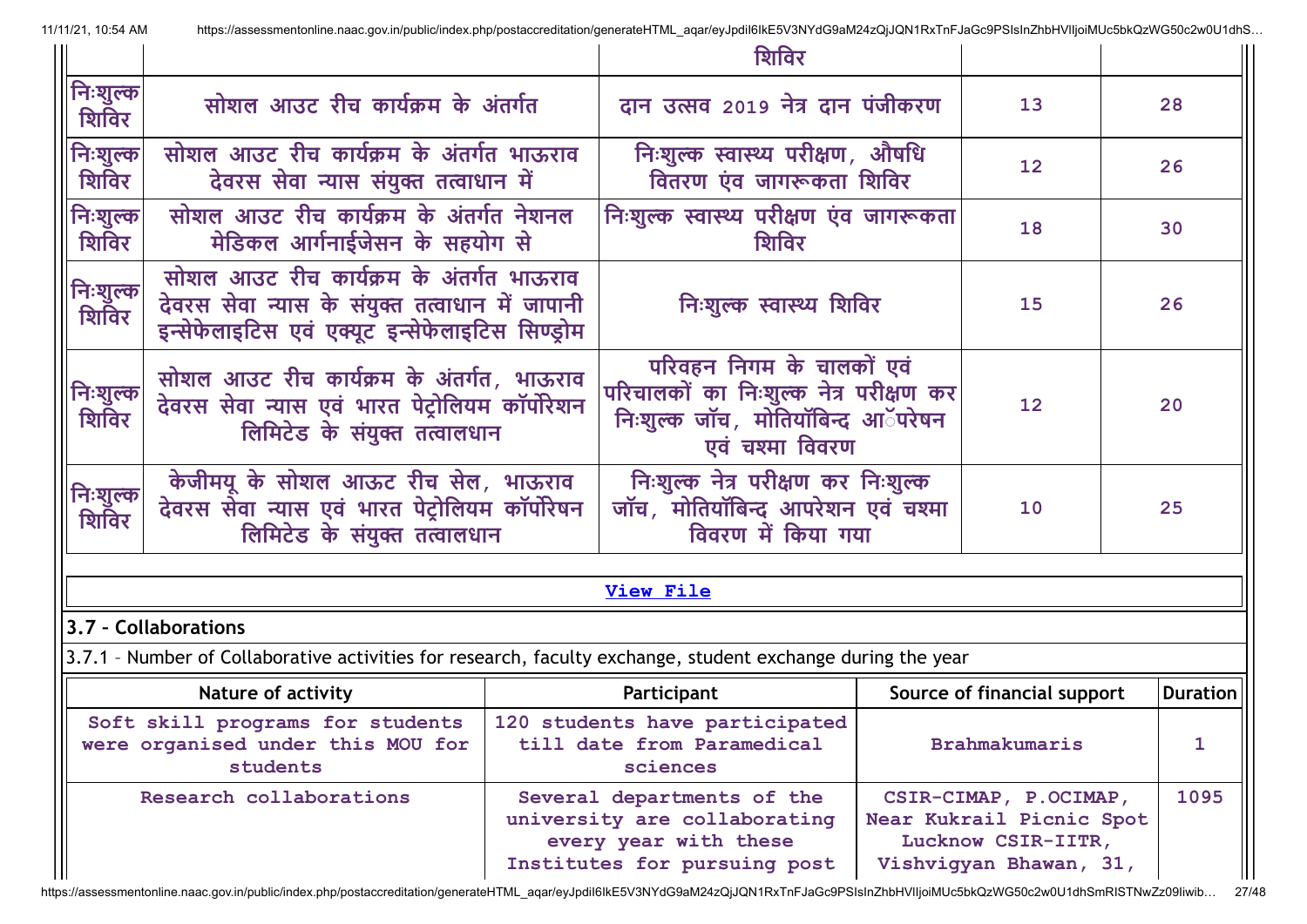| | | शिविर | | |
|---|---|---|---|---|
| निःशुल्क शिविर | सोशल आउट रीच कार्यक्रम के अंतर्गत | दान उत्सव 2019 नेत्र दान पंजीकरण | 13 | 28 |
| निःशुल्क शिविर | सोशल आउट रीच कार्यक्रम के अंतर्गत भाऊराव देवरस सेवा न्यास संयुक्त तत्वाधान में | निःशुल्क स्वास्थ्य परीक्षण, औषधि वितरण एंव जागरूकता शिविर | 12 | 26 |
| निःशुल्क शिविर | सोशल आउट रीच कार्यक्रम के अंतर्गत नेशनल मेडिकल आर्गनाईजेसन के सहयोग से | निःशुल्क स्वास्थ्य परीक्षण एंव जागरूकता शिविर | 18 | 30 |
| निःशुल्क शिविर | सोशल आउट रीच कार्यक्रम के अंतर्गत भाऊराव देवरस सेवा न्यास के संयुक्त तत्वाधान में जापानी इन्सेफेलाइटिस एवं एक्यूट इन्सेफेलाइटिस सिण्ड्रोम | निःशुल्क स्वास्थ्य शिविर | 15 | 26 |
| निःशुल्क शिविर | सोशल आउट रीच कार्यक्रम के अंतर्गत, भाऊराव देवरस सेवा न्यास एवं भारत पेट्रोलियम कॉर्पोरेशन लिमिटेड के संयुक्त तत्वालधान | परिवहन निगम के चालकों एवं परिचालकों का निःशुल्क नेत्र परीक्षण कर निःशुल्क जॉच, मोतियॉबिन्द आॅपरेषन एवं चश्मा विवरण | 12 | 20 |
| निःशुल्क शिविर | केजीमयू के सोशल आऊट रीच सेल, भाऊराव देवरस सेवा न्यास एवं भारत पेट्रोलियम कॉर्पोरेषन लिमिटेड के संयुक्त तत्वालधान | निःशुल्क नेत्र परीक्षण कर निःशुल्क जॉच, मोतियॉबिन्द आपरेशन एवं चश्मा विवरण में किया गया | 10 | 25 |

View File

### 3.7 – Collaborations

3.7.1 – Number of Collaborative activities for research, faculty exchange, student exchange during the year

| Nature of activity | Participant | Source of financial support | Duration |
|---|---|---|---|
| Soft skill programs for students were organised under this MOU for students | 120 students have participated till date from Paramedical sciences | Brahmakumaris | 1 |
| Research collaborations | Several departments of the university are collaborating every year with these Institutes for pursuing post | CSIR-CIMAP, P.OCIMAP, Near Kukrail Picnic Spot Lucknow CSIR-IITR, Vishvigyan Bhawan, 31, | 1095 |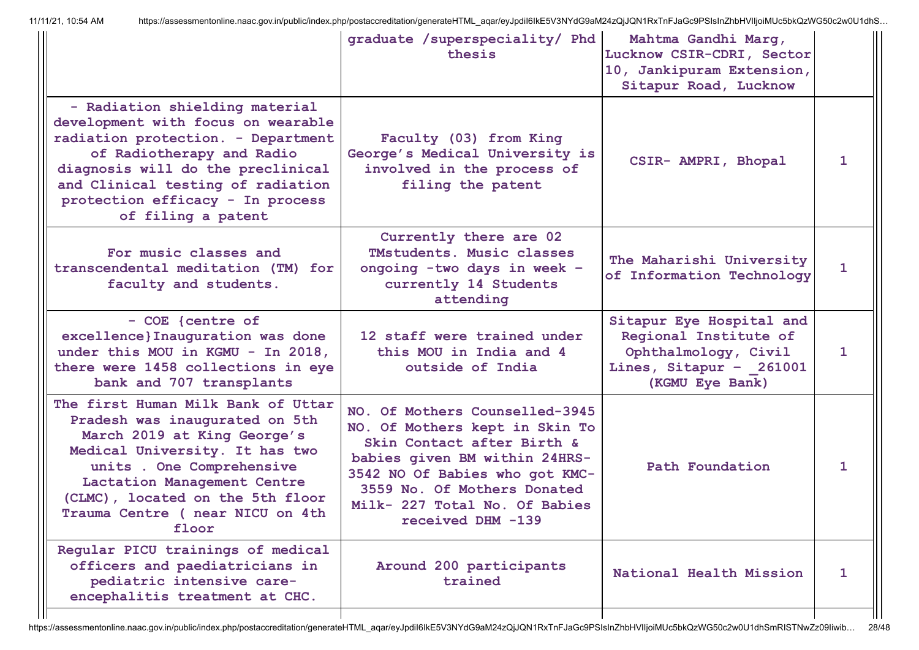| | | | |
|---|---|---|---|
| | graduate /superspeciality/ Phd thesis | Mahtma Gandhi Marg, Lucknow CSIR-CDRI, Sector 10, Jankipuram Extension, Sitapur Road, Lucknow | |
| - Radiation shielding material development with focus on wearable radiation protection. - Department of Radiotherapy and Radio diagnosis will do the preclinical and Clinical testing of radiation protection efficacy - In process of filing a patent | Faculty (03) from King George's Medical University is involved in the process of filing the patent | CSIR- AMPRI, Bhopal | 1 |
| For music classes and transcendental meditation (TM) for faculty and students. | Currently there are 02 TMstudents. Music classes ongoing -two days in week - currently 14 Students attending | The Maharishi University of Information Technology | 1 |
| - COE {centre of excellence}Inauguration was done under this MOU in KGMU - In 2018, there were 1458 collections in eye bank and 707 transplants | 12 staff were trained under this MOU in India and 4 outside of India | Sitapur Eye Hospital and Regional Institute of Ophthalmology, Civil Lines, Sitapur - _261001 (KGMU Eye Bank) | 1 |
| The first Human Milk Bank of Uttar Pradesh was inaugurated on 5th March 2019 at King George's Medical University. It has two units . One Comprehensive Lactation Management Centre (CLMC), located on the 5th floor Trauma Centre ( near NICU on 4th floor | NO. Of Mothers Counselled-3945 NO. Of Mothers kept in Skin To Skin Contact after Birth & babies given BM within 24HRS-3542 NO Of Babies who got KMC-3559 No. Of Mothers Donated Milk- 227 Total No. Of Babies received DHM -139 | Path Foundation | 1 |
| Regular PICU trainings of medical officers and paediatricians in pediatric intensive care-encephalitis treatment at CHC. | Around 200 participants trained | National Health Mission | 1 |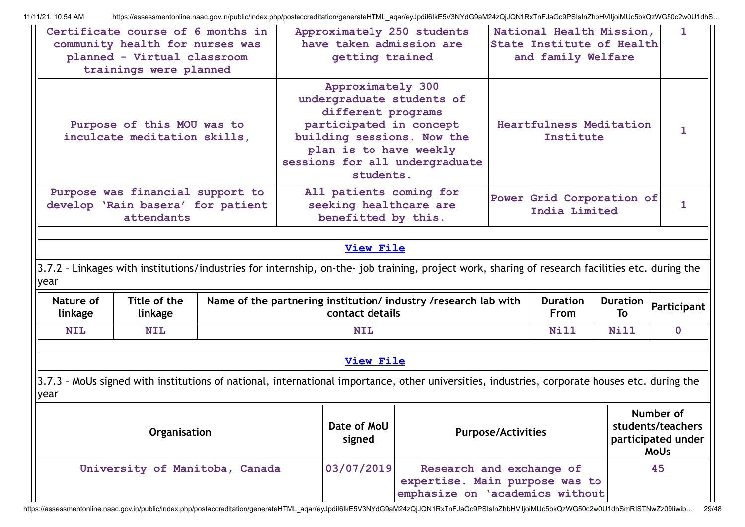| | | | |
|---|---|---|---|
| Certificate course of 6 months in community health for nurses was planned - Virtual classroom trainings were planned | Approximately 250 students have taken admission are getting trained | National Health Mission, State Institute of Health and family Welfare | 1 |
| Purpose of this MOU was to inculcate meditation skills, | Approximately 300 undergraduate students of different programs participated in concept building sessions. Now the plan is to have weekly sessions for all undergraduate students. | Heartfulness Meditation Institute | 1 |
| Purpose was financial support to develop 'Rain basera' for patient attendants | All patients coming for seeking healthcare are benefitted by this. | Power Grid Corporation of India Limited | 1 |

View File

3.7.2 – Linkages with institutions/industries for internship, on-the- job training, project work, sharing of research facilities etc. during the year

| Nature of linkage | Title of the linkage | Name of the partnering institution/ industry /research lab with contact details | Duration From | Duration To | Participant |
|---|---|---|---|---|---|
| NIL | NIL | NIL | Nill | Nill | 0 |

View File

3.7.3 – MoUs signed with institutions of national, international importance, other universities, industries, corporate houses etc. during the year

| Organisation | Date of MoU signed | Purpose/Activities | Number of students/teachers participated under MoUs |
|---|---|---|---|
| University of Manitoba, Canada | 03/07/2019 | Research and exchange of expertise. Main purpose was to emphasize on 'academics without | 45 |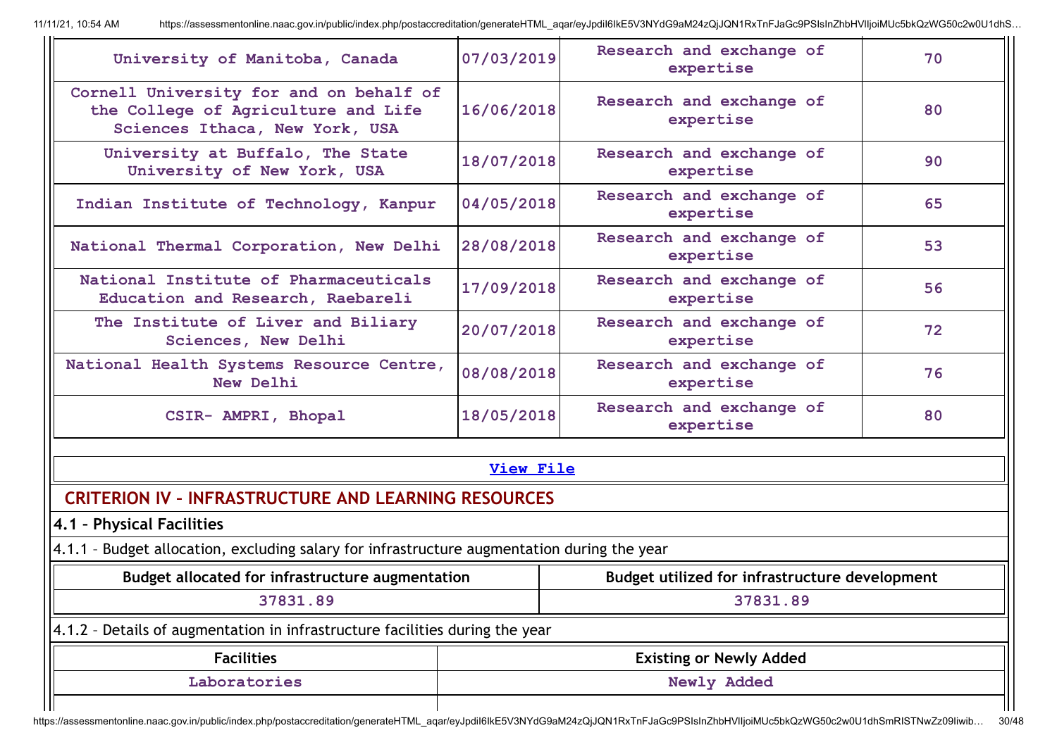| University of Manitoba, Canada | 07/03/2019 | Research and exchange of expertise | 70 |
|---|---|---|---|
| Cornell University for and on behalf of the College of Agriculture and Life Sciences Ithaca, New York, USA | 16/06/2018 | Research and exchange of expertise | 80 |
| University at Buffalo, The State University of New York, USA | 18/07/2018 | Research and exchange of expertise | 90 |
| Indian Institute of Technology, Kanpur | 04/05/2018 | Research and exchange of expertise | 65 |
| National Thermal Corporation, New Delhi | 28/08/2018 | Research and exchange of expertise | 53 |
| National Institute of Pharmaceuticals Education and Research, Raebareli | 17/09/2018 | Research and exchange of expertise | 56 |
| The Institute of Liver and Biliary Sciences, New Delhi | 20/07/2018 | Research and exchange of expertise | 72 |
| National Health Systems Resource Centre, New Delhi | 08/08/2018 | Research and exchange of expertise | 76 |
| CSIR- AMPRI, Bhopal | 18/05/2018 | Research and exchange of expertise | 80 |

View File

## CRITERION IV – INFRASTRUCTURE AND LEARNING RESOURCES

### 4.1 – Physical Facilities

4.1.1 – Budget allocation, excluding salary for infrastructure augmentation during the year

| Budget allocated for infrastructure augmentation | Budget utilized for infrastructure development |
|---|---|
| 37831.89 | 37831.89 |

4.1.2 – Details of augmentation in infrastructure facilities during the year

| Facilities | Existing or Newly Added |
|---|---|
| Laboratories | Newly Added |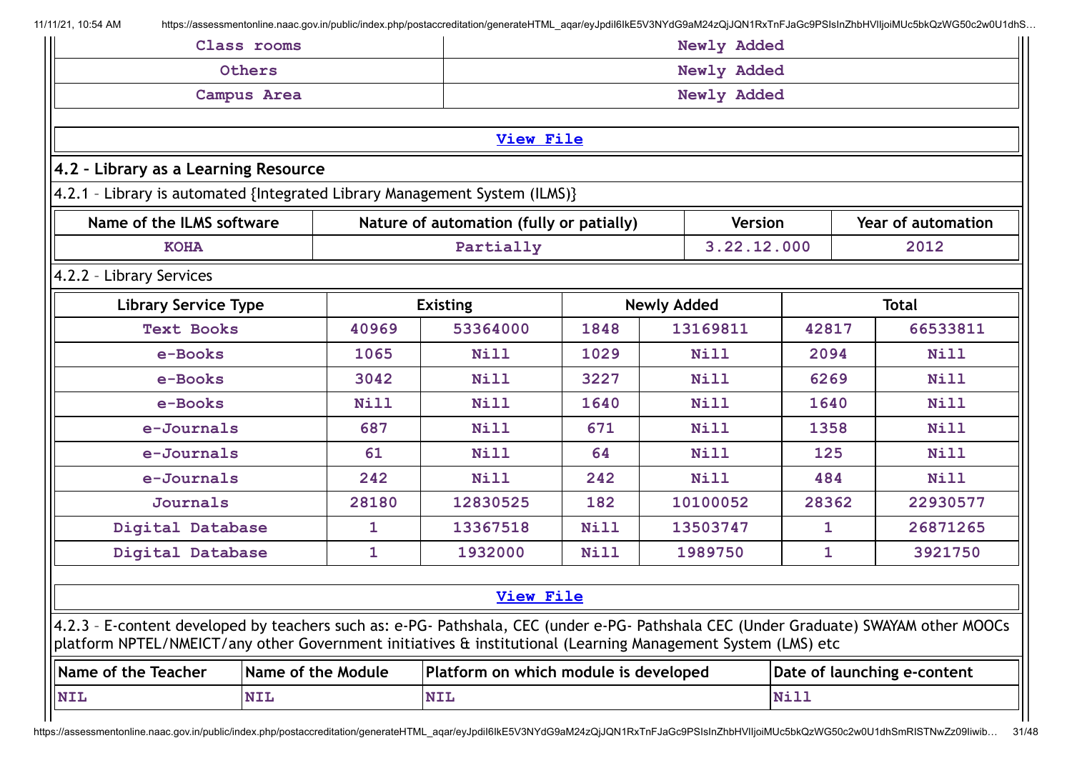| Class rooms | Newly Added |
|---|---|
| Others | Newly Added |
| Campus Area | Newly Added |

View File

### 4.2 – Library as a Learning Resource

4.2.1 – Library is automated {Integrated Library Management System (ILMS)}

| Name of the ILMS software | Nature of automation (fully or patially) | Version | Year of automation |
|---|---|---|---|
| KOHA | Partially | 3.22.12.000 | 2012 |

4.2.2 – Library Services

| Library Service Type | Existing | | Newly Added | | Total | |
|---|---|---|---|---|---|---|
| Text Books | 40969 | 53364000 | 1848 | 13169811 | 42817 | 66533811 |
| e-Books | 1065 | Nill | 1029 | Nill | 2094 | Nill |
| e-Books | 3042 | Nill | 3227 | Nill | 6269 | Nill |
| e-Books | Nill | Nill | 1640 | Nill | 1640 | Nill |
| e-Journals | 687 | Nill | 671 | Nill | 1358 | Nill |
| e-Journals | 61 | Nill | 64 | Nill | 125 | Nill |
| e-Journals | 242 | Nill | 242 | Nill | 484 | Nill |
| Journals | 28180 | 12830525 | 182 | 10100052 | 28362 | 22930577 |
| Digital Database | 1 | 13367518 | Nill | 13503747 | 1 | 26871265 |
| Digital Database | 1 | 1932000 | Nill | 1989750 | 1 | 3921750 |

View File

4.2.3 – E-content developed by teachers such as: e-PG- Pathshala, CEC (under e-PG- Pathshala CEC (Under Graduate) SWAYAM other MOOCs platform NPTEL/NMEICT/any other Government initiatives & institutional (Learning Management System (LMS) etc

| Name of the Teacher | Name of the Module | Platform on which module is developed | Date of launching e-content |
|---|---|---|---|
| NIL | NIL | NIL | Nill |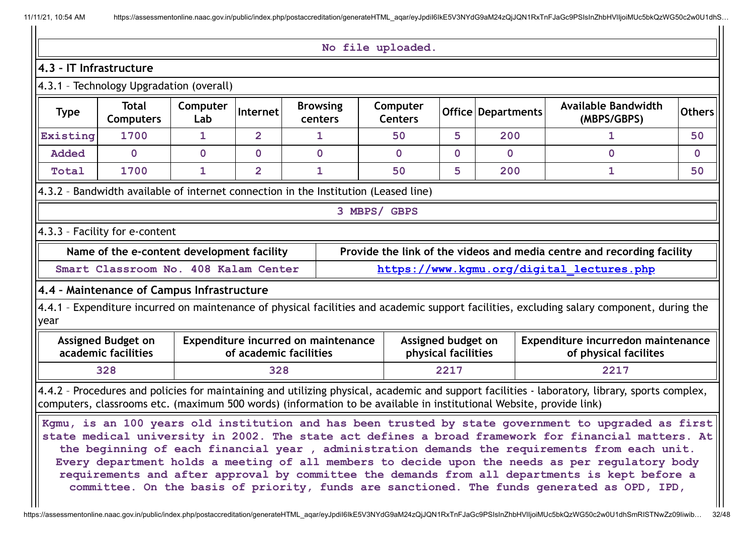No file uploaded.

## 4.3 – IT Infrastructure

4.3.1 – Technology Upgradation (overall)

| Type | Total Computers | Computer Lab | Internet | Browsing centers | Computer Centers | Office | Departments | Available Bandwidth (MBPS/GBPS) | Others |
|---|---|---|---|---|---|---|---|---|---|
| Existing | 1700 | 1 | 2 | 1 | 50 | 5 | 200 | 1 | 50 |
| Added | 0 | 0 | 0 | 0 | 0 | 0 | 0 | 0 | 0 |
| Total | 1700 | 1 | 2 | 1 | 50 | 5 | 200 | 1 | 50 |

4.3.2 – Bandwidth available of internet connection in the Institution (Leased line)

3 MBPS/ GBPS

4.3.3 – Facility for e-content

| Name of the e-content development facility | Provide the link of the videos and media centre and recording facility |
|---|---|
| Smart Classroom No. 408 Kalam Center | https://www.kgmu.org/digital_lectures.php |

## 4.4 – Maintenance of Campus Infrastructure

4.4.1 – Expenditure incurred on maintenance of physical facilities and academic support facilities, excluding salary component, during the year

| Assigned Budget on academic facilities | Expenditure incurred on maintenance of academic facilities | Assigned budget on physical facilities | Expenditure incurredon maintenance of physical facilites |
|---|---|---|---|
| 328 | 328 | 2217 | 2217 |

4.4.2 – Procedures and policies for maintaining and utilizing physical, academic and support facilities - laboratory, library, sports complex, computers, classrooms etc. (maximum 500 words) (information to be available in institutional Website, provide link)

Kgmu, is an 100 years old institution and has been trusted by state government to upgraded as first state medical university in 2002. The state act defines a broad framework for financial matters. At the beginning of each financial year , administration demands the requirements from each unit. Every department holds a meeting of all members to decide upon the needs as per regulatory body requirements and after approval by committee the demands from all departments is kept before a committee. On the basis of priority, funds are sanctioned. The funds generated as OPD, IPD,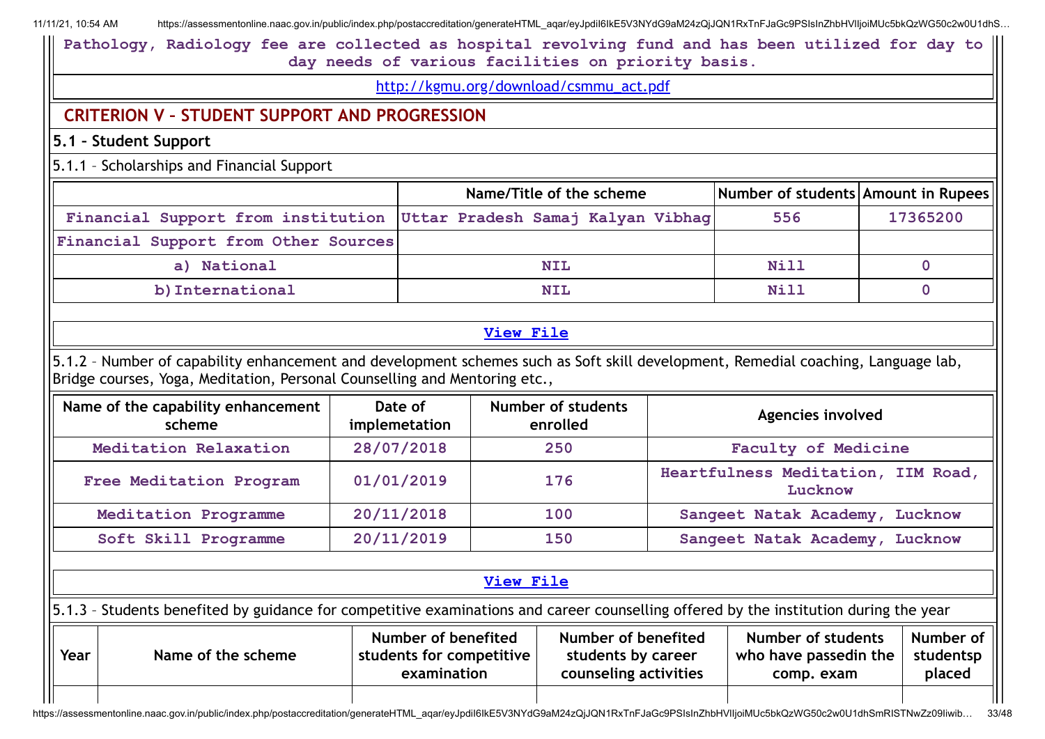Pathology, Radiology fee are collected as hospital revolving fund and has been utilized for day to day needs of various facilities on priority basis.

http://kgmu.org/download/csmmu_act.pdf

## CRITERION V – STUDENT SUPPORT AND PROGRESSION

### 5.1 – Student Support

5.1.1 – Scholarships and Financial Support

| | Name/Title of the scheme | Number of students | Amount in Rupees |
|---|---|---|---|
| Financial Support from institution | Uttar Pradesh Samaj Kalyan Vibhag | 556 | 17365200 |
| Financial Support from Other Sources | | | |
| a) National | NIL | Nill | 0 |
| b) International | NIL | Nill | 0 |

View File

5.1.2 – Number of capability enhancement and development schemes such as Soft skill development, Remedial coaching, Language lab, Bridge courses, Yoga, Meditation, Personal Counselling and Mentoring etc.,

| Name of the capability enhancement scheme | Date of implemetation | Number of students enrolled | Agencies involved |
|---|---|---|---|
| Meditation Relaxation | 28/07/2018 | 250 | Faculty of Medicine |
| Free Meditation Program | 01/01/2019 | 176 | Heartfulness Meditation, IIM Road, Lucknow |
| Meditation Programme | 20/11/2018 | 100 | Sangeet Natak Academy, Lucknow |
| Soft Skill Programme | 20/11/2019 | 150 | Sangeet Natak Academy, Lucknow |

View File

5.1.3 – Students benefited by guidance for competitive examinations and career counselling offered by the institution during the year

| Year | Name of the scheme | Number of benefited students for competitive examination | Number of benefited students by career counseling activities | Number of students who have passedin the comp. exam | Number of studentsp placed |
|---|---|---|---|---|---|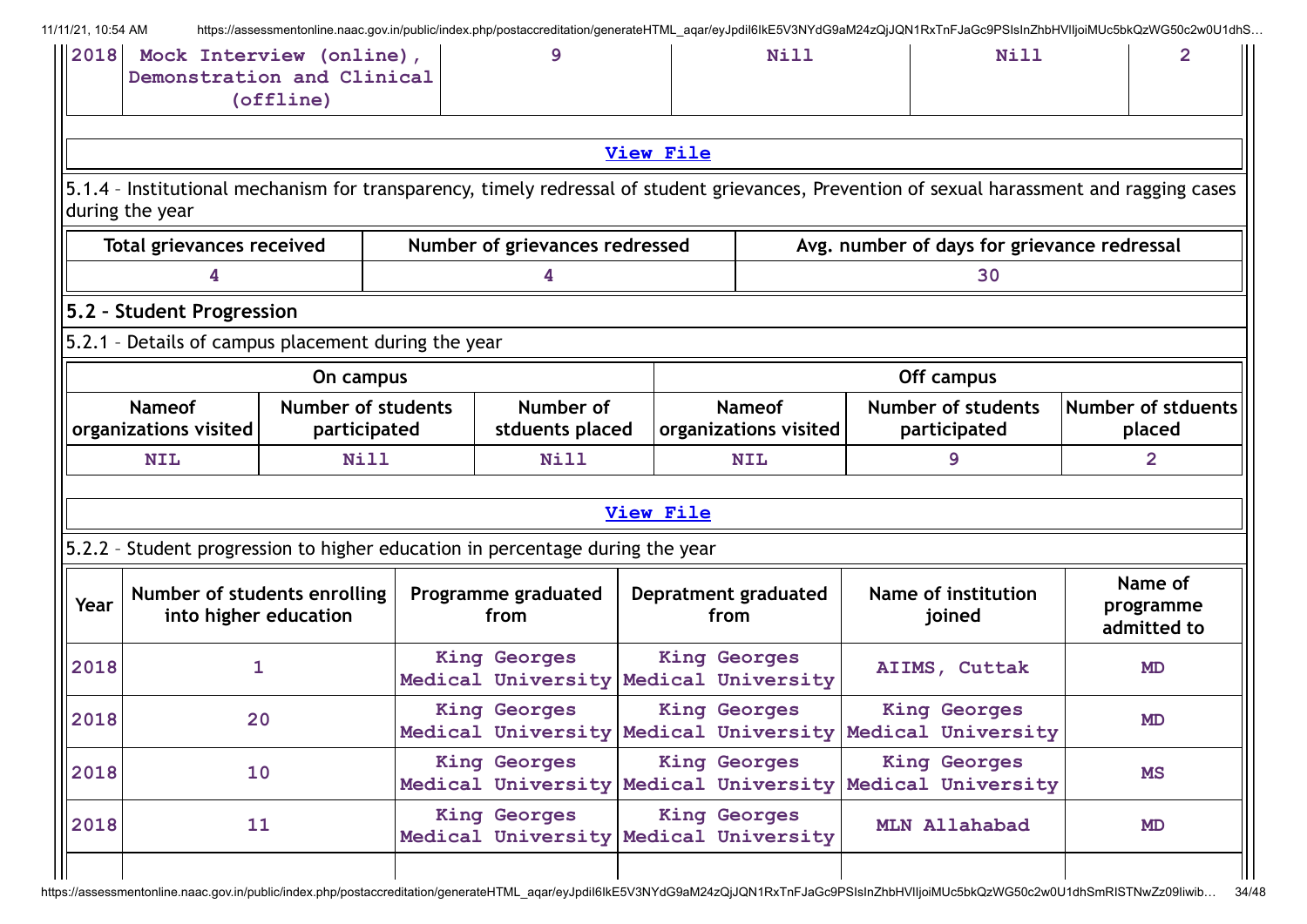| 2018 | Mock Interview (online), Demonstration and Clinical (offline) | 9 | Nill | Nill | 2 |
|---|---|---|---|---|---|

View File

5.1.4 – Institutional mechanism for transparency, timely redressal of student grievances, Prevention of sexual harassment and ragging cases during the year

| Total grievances received | Number of grievances redressed | Avg. number of days for grievance redressal |
|---|---|---|
| 4 | 4 | 30 |

## 5.2 – Student Progression

5.2.1 – Details of campus placement during the year

| On campus | | | Off campus | | |
|---|---|---|---|---|---|
| Nameof organizations visited | Number of students participated | Number of stduents placed | Nameof organizations visited | Number of students participated | Number of stduents placed |
| NIL | Nill | Nill | NIL | 9 | 2 |

View File

5.2.2 – Student progression to higher education in percentage during the year

| Year | Number of students enrolling into higher education | Programme graduated from | Depratment graduated from | Name of institution joined | Name of programme admitted to |
|---|---|---|---|---|---|
| 2018 | 1 | King Georges Medical University | King Georges Medical University | AIIMS, Cuttak | MD |
| 2018 | 20 | King Georges Medical University | King Georges Medical University | King Georges Medical University | MD |
| 2018 | 10 | King Georges Medical University | King Georges Medical University | King Georges Medical University | MS |
| 2018 | 11 | King Georges Medical University | King Georges Medical University | MLN Allahabad | MD |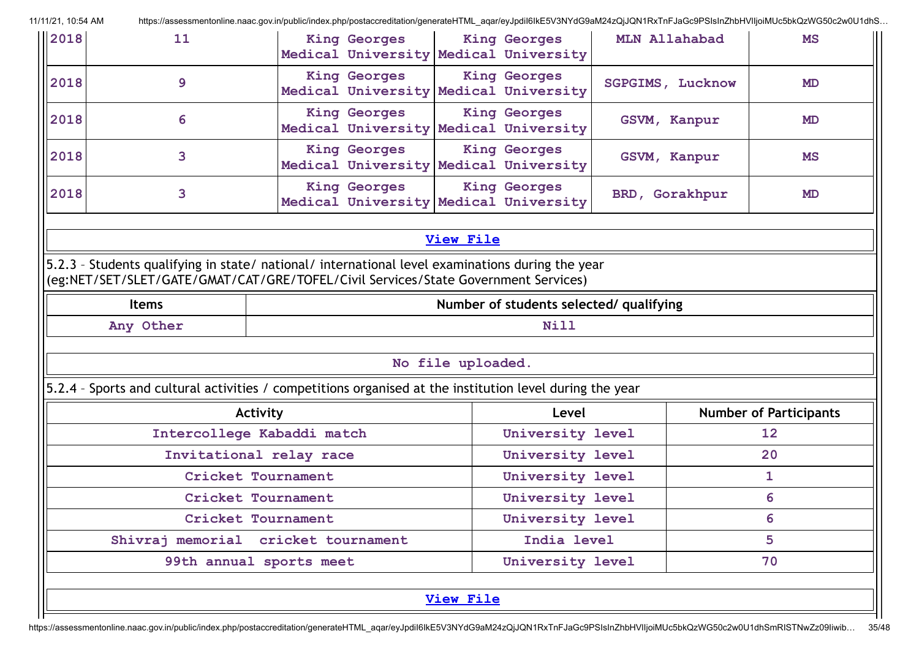| 2018 | 11 | King Georges Medical University | King Georges Medical University | MLN Allahabad | MS |
|---|---|---|---|---|---|
| 2018 | 9 | King Georges Medical University | King Georges Medical University | SGPGIMS, Lucknow | MD |
| 2018 | 6 | King Georges Medical University | King Georges Medical University | GSVM, Kanpur | MD |
| 2018 | 3 | King Georges Medical University | King Georges Medical University | GSVM, Kanpur | MS |
| 2018 | 3 | King Georges Medical University | King Georges Medical University | BRD, Gorakhpur | MD |

View File

5.2.3 – Students qualifying in state/ national/ international level examinations during the year (eg:NET/SET/SLET/GATE/GMAT/CAT/GRE/TOFEL/Civil Services/State Government Services)

| Items | Number of students selected/ qualifying |
|---|---|
| Any Other | Nill |

No file uploaded.

5.2.4 – Sports and cultural activities / competitions organised at the institution level during the year

| Activity | Level | Number of Participants |
|---|---|---|
| Intercollege Kabaddi match | University level | 12 |
| Invitational relay race | University level | 20 |
| Cricket Tournament | University level | 1 |
| Cricket Tournament | University level | 6 |
| Cricket Tournament | University level | 6 |
| Shivraj memorial cricket tournament | India level | 5 |
| 99th annual sports meet | University level | 70 |

View File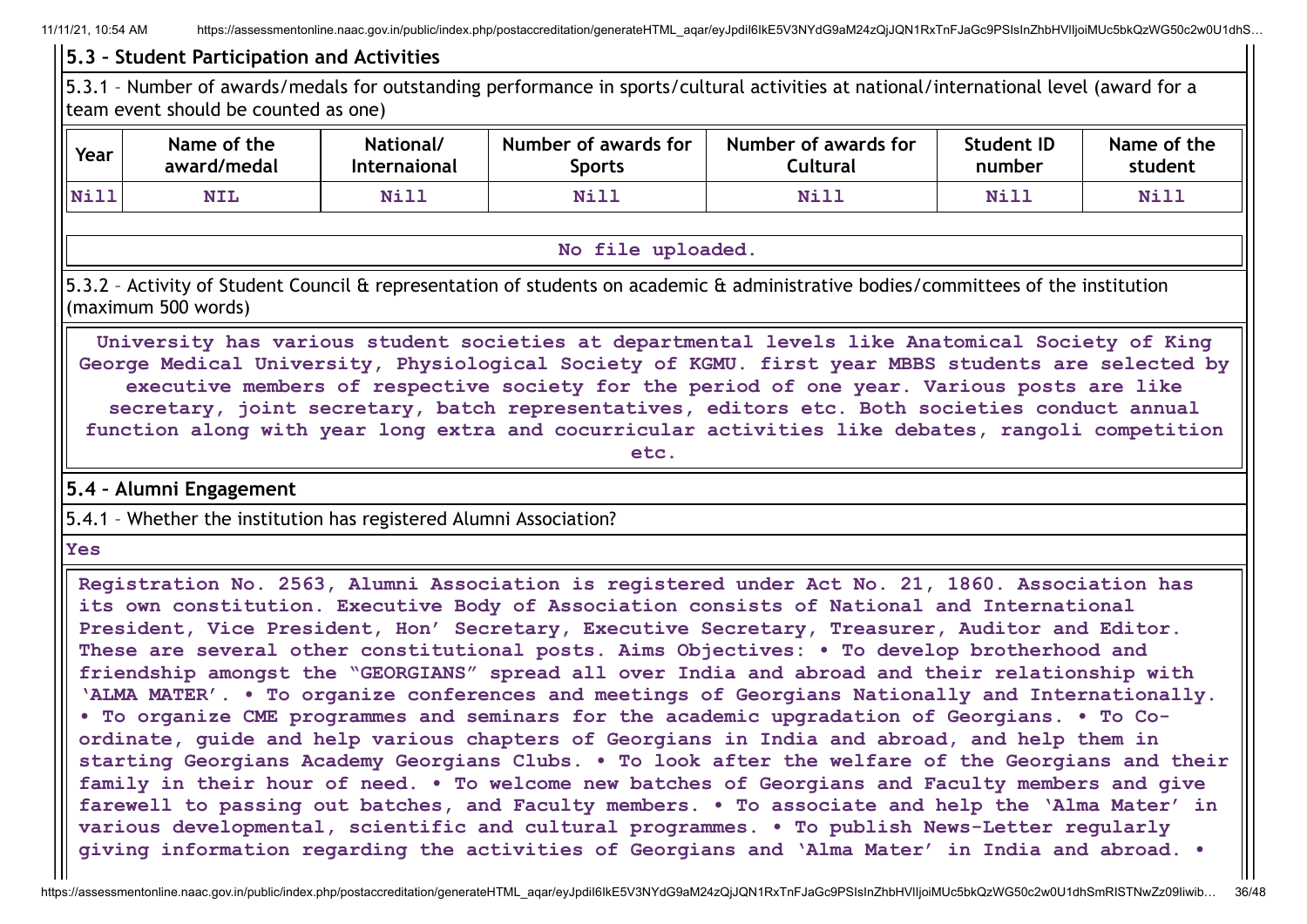## 5.3 – Student Participation and Activities

5.3.1 – Number of awards/medals for outstanding performance in sports/cultural activities at national/international level (award for a team event should be counted as one)

| Year | Name of the award/medal | National/ Internaional | Number of awards for Sports | Number of awards for Cultural | Student ID number | Name of the student |
|---|---|---|---|---|---|---|
| Nill | NIL | Nill | Nill | Nill | Nill | Nill |

No file uploaded.

5.3.2 – Activity of Student Council & representation of students on academic & administrative bodies/committees of the institution (maximum 500 words)

University has various student societies at departmental levels like Anatomical Society of King George Medical University, Physiological Society of KGMU. first year MBBS students are selected by executive members of respective society for the period of one year. Various posts are like secretary, joint secretary, batch representatives, editors etc. Both societies conduct annual function along with year long extra and cocurricular activities like debates, rangoli competition etc.

## 5.4 – Alumni Engagement

5.4.1 – Whether the institution has registered Alumni Association?

Yes

Registration No. 2563, Alumni Association is registered under Act No. 21, 1860. Association has its own constitution. Executive Body of Association consists of National and International President, Vice President, Hon' Secretary, Executive Secretary, Treasurer, Auditor and Editor. These are several other constitutional posts. Aims Objectives: • To develop brotherhood and friendship amongst the "GEORGIANS" spread all over India and abroad and their relationship with 'ALMA MATER'. • To organize conferences and meetings of Georgians Nationally and Internationally. • To organize CME programmes and seminars for the academic upgradation of Georgians. • To Co-ordinate, guide and help various chapters of Georgians in India and abroad, and help them in starting Georgians Academy Georgians Clubs. • To look after the welfare of the Georgians and their family in their hour of need. • To welcome new batches of Georgians and Faculty members and give farewell to passing out batches, and Faculty members. • To associate and help the 'Alma Mater' in various developmental, scientific and cultural programmes. • To publish News-Letter regularly giving information regarding the activities of Georgians and 'Alma Mater' in India and abroad. •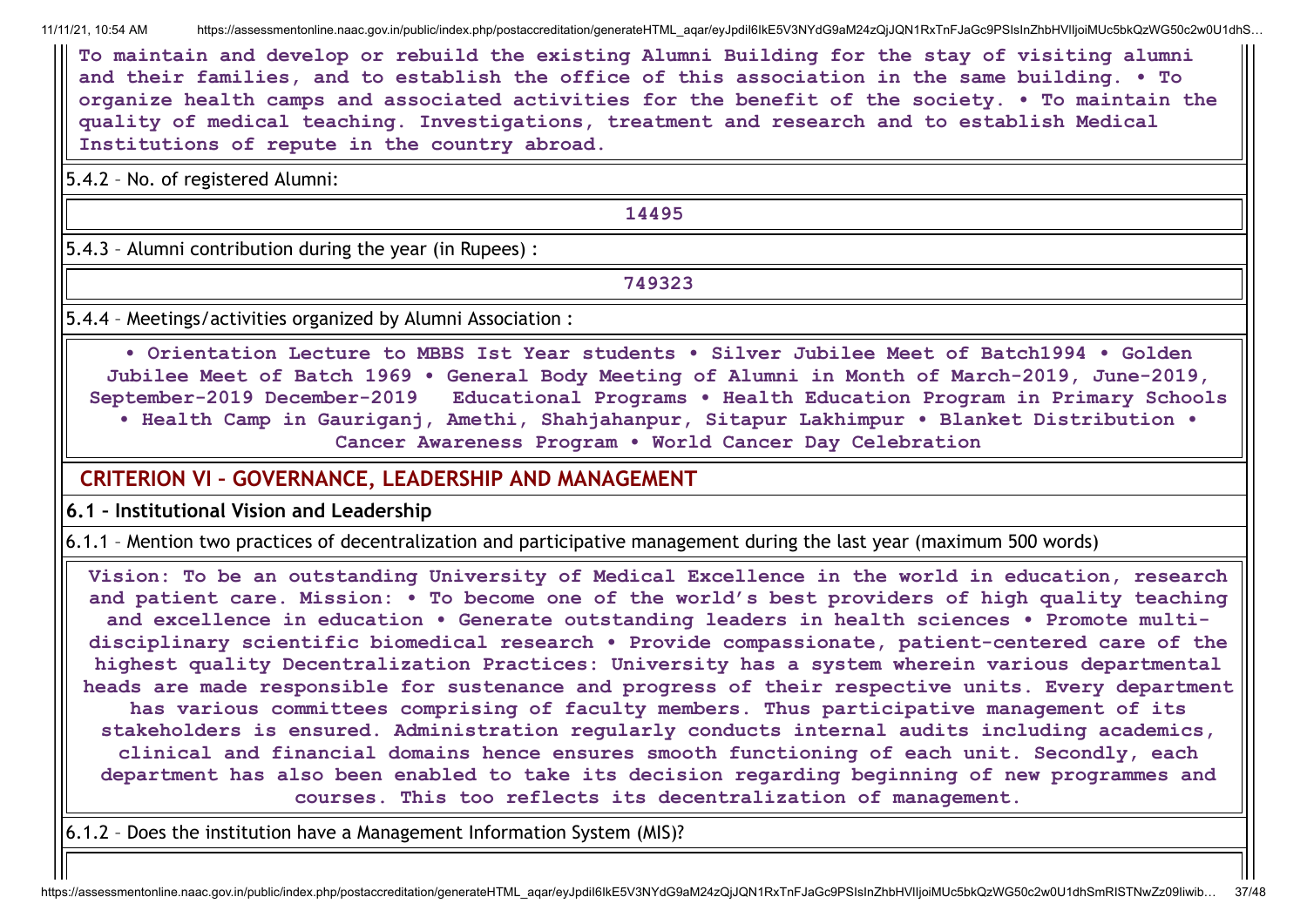**To maintain and develop or rebuild the existing Alumni Building for the stay of visiting alumni and their families, and to establish the office of this association in the same building. • To organize health camps and associated activities for the benefit of the society. • To maintain the quality of medical teaching. Investigations, treatment and research and to establish Medical Institutions of repute in the country abroad.**

5.4.2 – No. of registered Alumni:

**14495**

5.4.3 – Alumni contribution during the year (in Rupees) :

**749323**

5.4.4 – Meetings/activities organized by Alumni Association :

**• Orientation Lecture to MBBS Ist Year students • Silver Jubilee Meet of Batch1994 • Golden Jubilee Meet of Batch 1969 • General Body Meeting of Alumni in Month of March-2019, June-2019, September-2019 December-2019 Educational Programs • Health Education Program in Primary Schools • Health Camp in Gauriganj, Amethi, Shahjahanpur, Sitapur Lakhimpur • Blanket Distribution • Cancer Awareness Program • World Cancer Day Celebration**

## CRITERION VI – GOVERNANCE, LEADERSHIP AND MANAGEMENT

### 6.1 – Institutional Vision and Leadership

6.1.1 – Mention two practices of decentralization and participative management during the last year (maximum 500 words)

**Vision: To be an outstanding University of Medical Excellence in the world in education, research and patient care. Mission: • To become one of the world's best providers of high quality teaching and excellence in education • Generate outstanding leaders in health sciences • Promote multi-disciplinary scientific biomedical research • Provide compassionate, patient-centered care of the highest quality Decentralization Practices: University has a system wherein various departmental heads are made responsible for sustenance and progress of their respective units. Every department has various committees comprising of faculty members. Thus participative management of its stakeholders is ensured. Administration regularly conducts internal audits including academics, clinical and financial domains hence ensures smooth functioning of each unit. Secondly, each department has also been enabled to take its decision regarding beginning of new programmes and courses. This too reflects its decentralization of management.**

6.1.2 – Does the institution have a Management Information System (MIS)?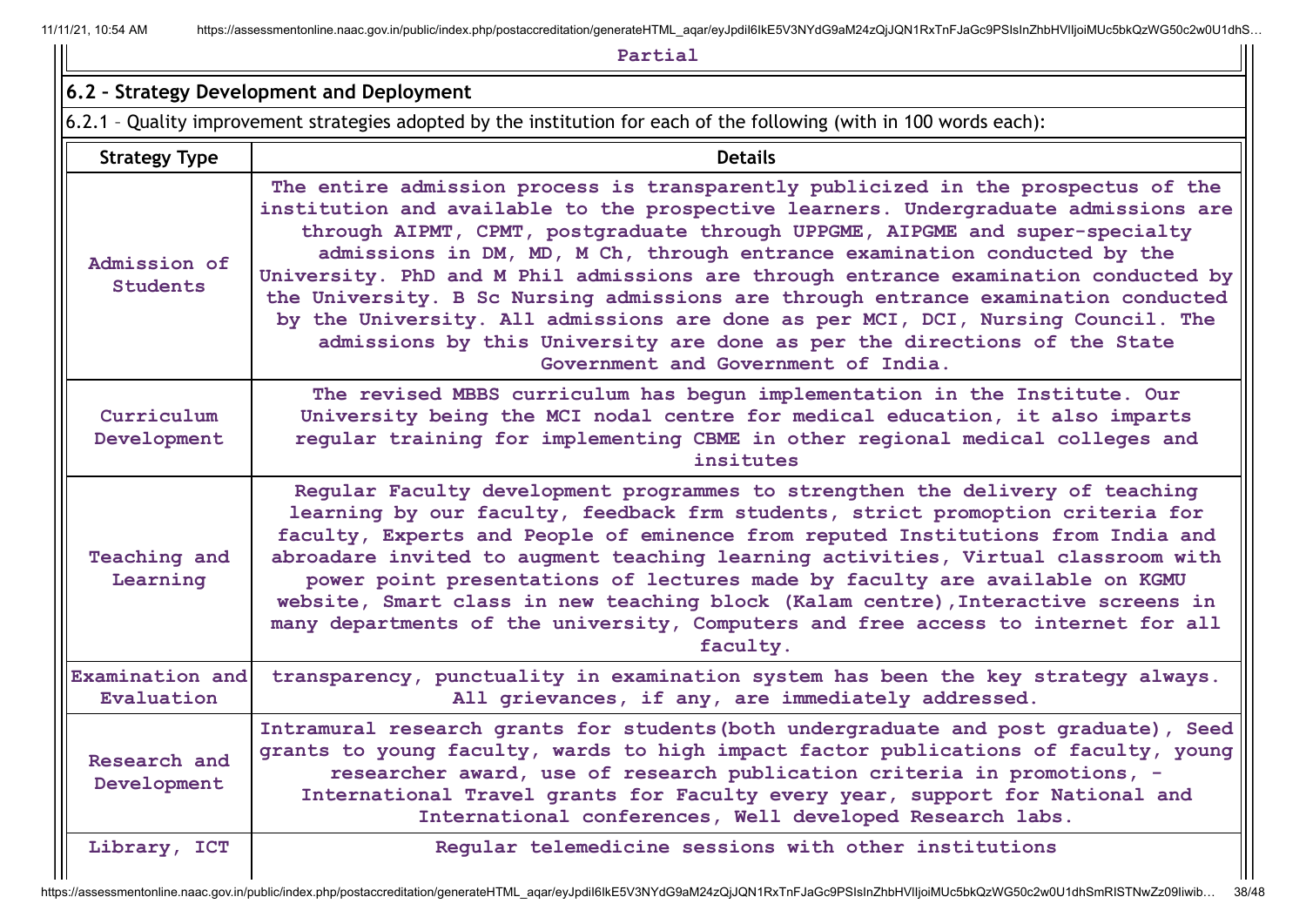Partial

## 6.2 – Strategy Development and Deployment

6.2.1 – Quality improvement strategies adopted by the institution for each of the following (with in 100 words each):

| Strategy Type | Details |
|---|---|
| Admission of Students | The entire admission process is transparently publicized in the prospectus of the institution and available to the prospective learners. Undergraduate admissions are through AIPMT, CPMT, postgraduate through UPPGME, AIPGME and super-specialty admissions in DM, MD, M Ch, through entrance examination conducted by the University. PhD and M Phil admissions are through entrance examination conducted by the University. B Sc Nursing admissions are through entrance examination conducted by the University. All admissions are done as per MCI, DCI, Nursing Council. The admissions by this University are done as per the directions of the State Government and Government of India. |
| Curriculum Development | The revised MBBS curriculum has begun implementation in the Institute. Our University being the MCI nodal centre for medical education, it also imparts regular training for implementing CBME in other regional medical colleges and insitutes |
| Teaching and Learning | Regular Faculty development programmes to strengthen the delivery of teaching learning by our faculty, feedback frm students, strict promoption criteria for faculty, Experts and People of eminence from reputed Institutions from India and abroadare invited to augment teaching learning activities, Virtual classroom with power point presentations of lectures made by faculty are available on KGMU website, Smart class in new teaching block (Kalam centre),Interactive screens in many departments of the university, Computers and free access to internet for all faculty. |
| Examination and Evaluation | transparency, punctuality in examination system has been the key strategy always. All grievances, if any, are immediately addressed. |
| Research and Development | Intramural research grants for students(both undergraduate and post graduate), Seed grants to young faculty, wards to high impact factor publications of faculty, young researcher award, use of research publication criteria in promotions, -International Travel grants for Faculty every year, support for National and International conferences, Well developed Research labs. |
| Library, ICT | Regular telemedicine sessions with other institutions |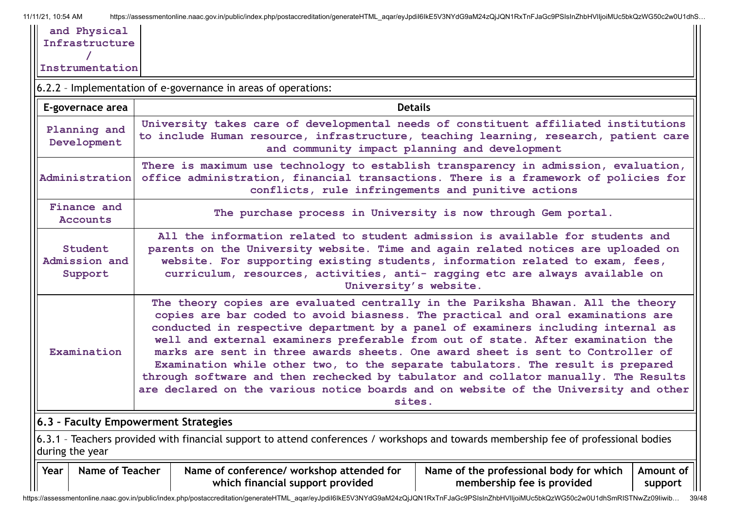| and Physical Infrastructure / Instrumentation | |
|---|---|

6.2.2 – Implementation of e-governance in areas of operations:

| E-governace area | Details |
|---|---|
| Planning and Development | University takes care of developmental needs of constituent affiliated institutions to include Human resource, infrastructure, teaching learning, research, patient care and community impact planning and development |
| Administration | There is maximum use technology to establish transparency in admission, evaluation, office administration, financial transactions. There is a framework of policies for conflicts, rule infringements and punitive actions |
| Finance and Accounts | The purchase process in University is now through Gem portal. |
| Student Admission and Support | All the information related to student admission is available for students and parents on the University website. Time and again related notices are uploaded on website. For supporting existing students, information related to exam, fees, curriculum, resources, activities, anti- ragging etc are always available on University's website. |
| Examination | The theory copies are evaluated centrally in the Pariksha Bhawan. All the theory copies are bar coded to avoid biasness. The practical and oral examinations are conducted in respective department by a panel of examiners including internal as well and external examiners preferable from out of state. After examination the marks are sent in three awards sheets. One award sheet is sent to Controller of Examination while other two, to the separate tabulators. The result is prepared through software and then rechecked by tabulator and collator manually. The Results are declared on the various notice boards and on website of the University and other sites. |

## 6.3 – Faculty Empowerment Strategies

6.3.1 – Teachers provided with financial support to attend conferences / workshops and towards membership fee of professional bodies during the year

| Year | Name of Teacher | Name of conference/ workshop attended for which financial support provided | Name of the professional body for which membership fee is provided | Amount of support |
|---|---|---|---|---|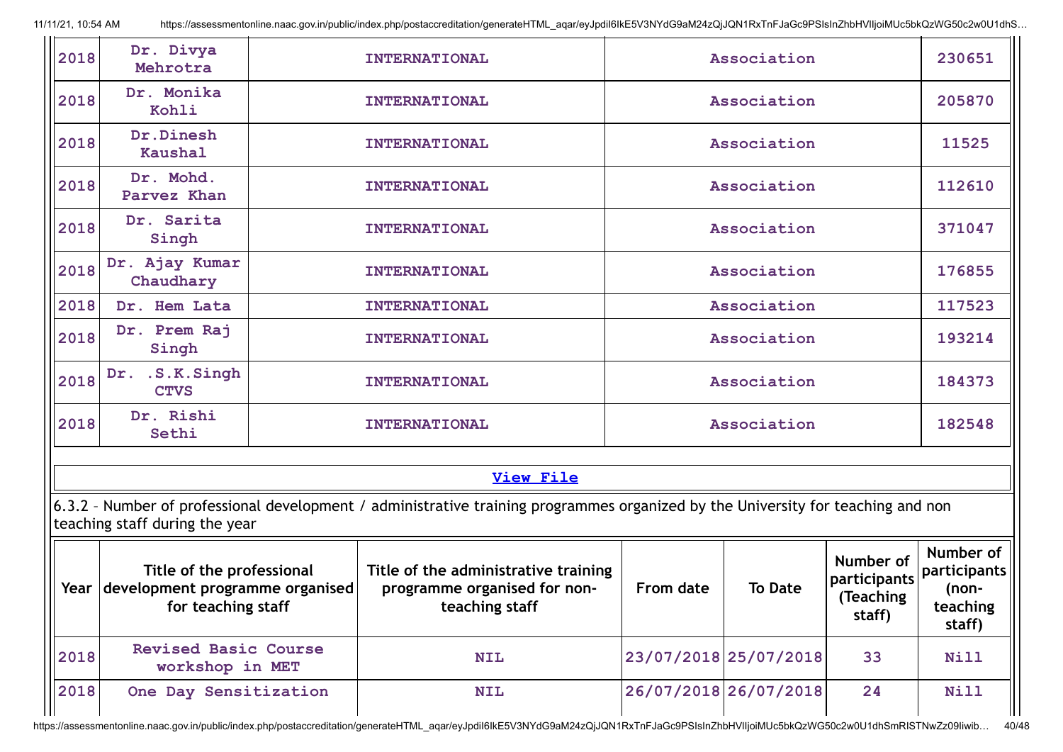| | | | | |
|---|---|---|---|---|
| 2018 | Dr. Divya Mehrotra | INTERNATIONAL | Association | 230651 |
| 2018 | Dr. Monika Kohli | INTERNATIONAL | Association | 205870 |
| 2018 | Dr.Dinesh Kaushal | INTERNATIONAL | Association | 11525 |
| 2018 | Dr. Mohd. Parvez Khan | INTERNATIONAL | Association | 112610 |
| 2018 | Dr. Sarita Singh | INTERNATIONAL | Association | 371047 |
| 2018 | Dr. Ajay Kumar Chaudhary | INTERNATIONAL | Association | 176855 |
| 2018 | Dr. Hem Lata | INTERNATIONAL | Association | 117523 |
| 2018 | Dr. Prem Raj Singh | INTERNATIONAL | Association | 193214 |
| 2018 | Dr. .S.K.Singh CTVS | INTERNATIONAL | Association | 184373 |
| 2018 | Dr. Rishi Sethi | INTERNATIONAL | Association | 182548 |

**View File**

6.3.2 – Number of professional development / administrative training programmes organized by the University for teaching and non teaching staff during the year

| Year | Title of the professional development programme organised for teaching staff | Title of the administrative training programme organised for non-teaching staff | From date | To Date | Number of participants (Teaching staff) | Number of participants (non-teaching staff) |
|---|---|---|---|---|---|---|
| 2018 | Revised Basic Course workshop in MET | NIL | 23/07/2018 | 25/07/2018 | 33 | Nill |
| 2018 | One Day Sensitization | NIL | 26/07/2018 | 26/07/2018 | 24 | Nill |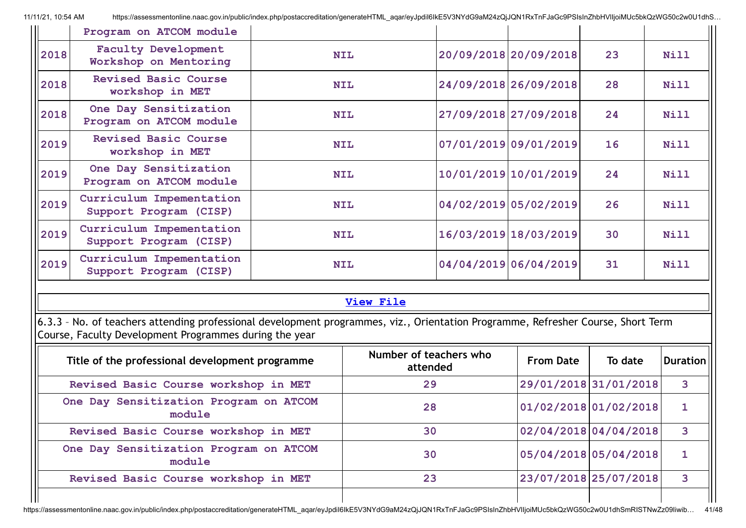| | Program on ATCOM module | | | | | |
|---|---|---|---|---|---|---|
| 2018 | Faculty Development Workshop on Mentoring | NIL | 20/09/2018 | 20/09/2018 | 23 | Nill |
| 2018 | Revised Basic Course workshop in MET | NIL | 24/09/2018 | 26/09/2018 | 28 | Nill |
| 2018 | One Day Sensitization Program on ATCOM module | NIL | 27/09/2018 | 27/09/2018 | 24 | Nill |
| 2019 | Revised Basic Course workshop in MET | NIL | 07/01/2019 | 09/01/2019 | 16 | Nill |
| 2019 | One Day Sensitization Program on ATCOM module | NIL | 10/01/2019 | 10/01/2019 | 24 | Nill |
| 2019 | Curriculum Impementation Support Program (CISP) | NIL | 04/02/2019 | 05/02/2019 | 26 | Nill |
| 2019 | Curriculum Impementation Support Program (CISP) | NIL | 16/03/2019 | 18/03/2019 | 30 | Nill |
| 2019 | Curriculum Impementation Support Program (CISP) | NIL | 04/04/2019 | 06/04/2019 | 31 | Nill |

**View File**

6.3.3 – No. of teachers attending professional development programmes, viz., Orientation Programme, Refresher Course, Short Term Course, Faculty Development Programmes during the year

| Title of the professional development programme | Number of teachers who attended | From Date | To date | Duration |
|---|---|---|---|---|
| Revised Basic Course workshop in MET | 29 | 29/01/2018 | 31/01/2018 | 3 |
| One Day Sensitization Program on ATCOM module | 28 | 01/02/2018 | 01/02/2018 | 1 |
| Revised Basic Course workshop in MET | 30 | 02/04/2018 | 04/04/2018 | 3 |
| One Day Sensitization Program on ATCOM module | 30 | 05/04/2018 | 05/04/2018 | 1 |
| Revised Basic Course workshop in MET | 23 | 23/07/2018 | 25/07/2018 | 3 |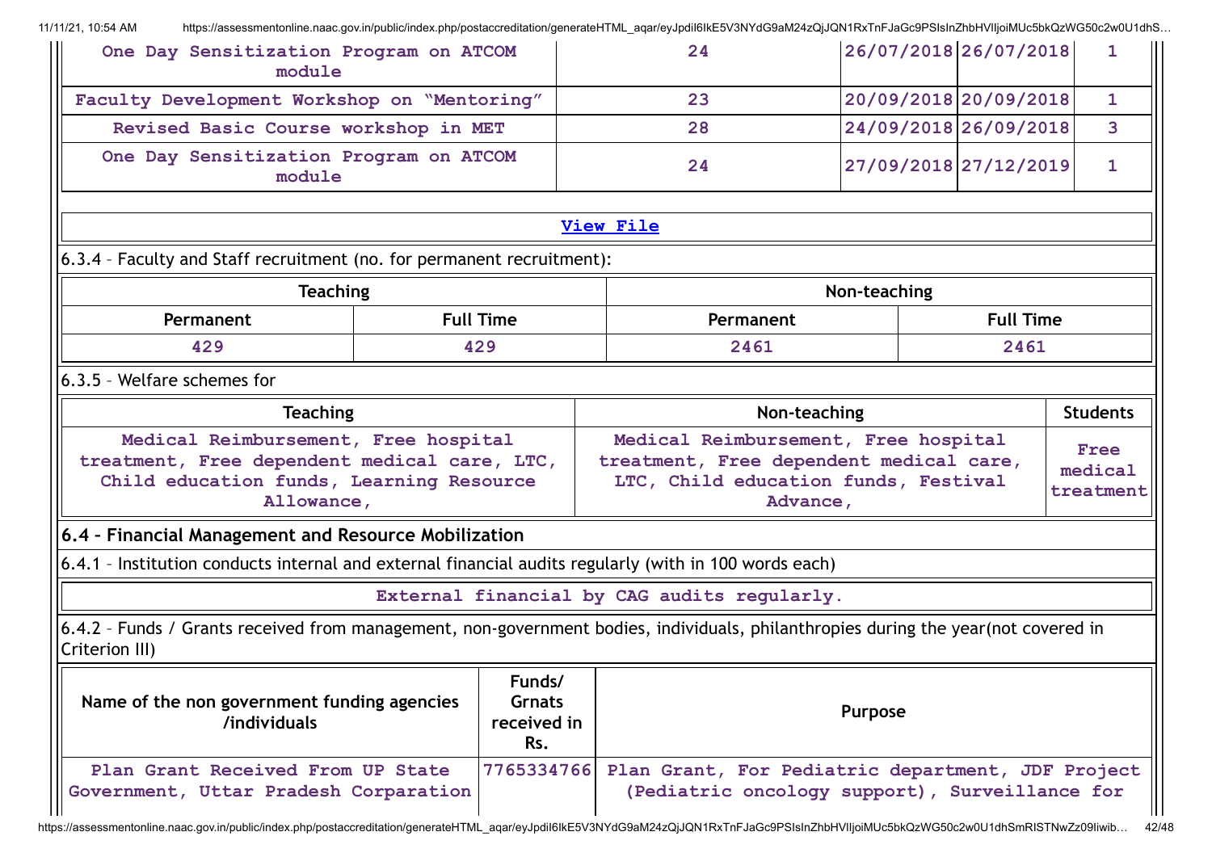| One Day Sensitization Program on ATCOM module | 24 | 26/07/2018 | 26/07/2018 | 1 |
|---|---|---|---|---|
| Faculty Development Workshop on "Mentoring" | 23 | 20/09/2018 | 20/09/2018 | 1 |
| Revised Basic Course workshop in MET | 28 | 24/09/2018 | 26/09/2018 | 3 |
| One Day Sensitization Program on ATCOM module | 24 | 27/09/2018 | 27/12/2019 | 1 |

[View File]

6.3.4 – Faculty and Staff recruitment (no. for permanent recruitment):

| Teaching | | Non-teaching | |
|---|---|---|---|
| Permanent | Full Time | Permanent | Full Time |
| 429 | 429 | 2461 | 2461 |

6.3.5 – Welfare schemes for

| Teaching | Non-teaching | Students |
|---|---|---|
| Medical Reimbursement, Free hospital treatment, Free dependent medical care, LTC, Child education funds, Learning Resource Allowance, | Medical Reimbursement, Free hospital treatment, Free dependent medical care, LTC, Child education funds, Festival Advance, | Free medical treatment |

### 6.4 – Financial Management and Resource Mobilization

6.4.1 – Institution conducts internal and external financial audits regularly (with in 100 words each)

External financial by CAG audits regularly.

6.4.2 – Funds / Grants received from management, non-government bodies, individuals, philanthropies during the year(not covered in Criterion III)

| Name of the non government funding agencies /individuals | Funds/ Grnats received in Rs. | Purpose |
|---|---|---|
| Plan Grant Received From UP State Government, Uttar Pradesh Corparation | 7765334766 | Plan Grant, For Pediatric department, JDF Project (Pediatric oncology support), Surveillance for |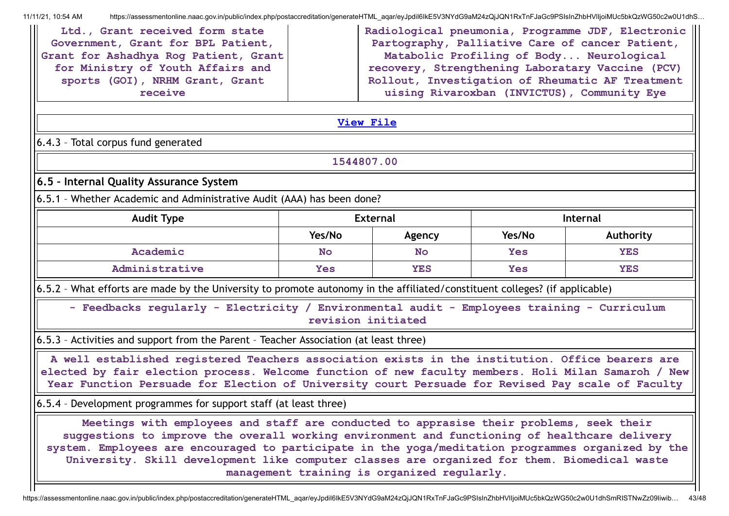| Ltd., Grant received form state Government, Grant for BPL Patient, Grant for Ashadhya Rog Patient, Grant for Ministry of Youth Affairs and sports (GOI), NRHM Grant, Grant receive | | Radiological pneumonia, Programme JDF, Electronic Partography, Palliative Care of cancer Patient, Matabolic Profiling of Body... Neurological recovery, Strengthening Laboratary Vaccine (PCV) Rollout, Investigation of Rheumatic AF Treatment uising Rivaroxban (INVICTUS), Community Eye |
|---|---|---|

View File

6.4.3 – Total corpus fund generated

1544807.00

## 6.5 – Internal Quality Assurance System

6.5.1 – Whether Academic and Administrative Audit (AAA) has been done?

| Audit Type | External | | Internal | |
|---|---|---|---|---|
| | Yes/No | Agency | Yes/No | Authority |
| Academic | No | No | Yes | YES |
| Administrative | Yes | YES | Yes | YES |

6.5.2 – What efforts are made by the University to promote autonomy in the affiliated/constituent colleges? (if applicable)

- Feedbacks regularly - Electricity / Environmental audit - Employees training - Curriculum revision initiated

6.5.3 – Activities and support from the Parent – Teacher Association (at least three)

A well established registered Teachers association exists in the institution. Office bearers are elected by fair election process. Welcome function of new faculty members. Holi Milan Samaroh / New Year Function Persuade for Election of University court Persuade for Revised Pay scale of Faculty

6.5.4 – Development programmes for support staff (at least three)

Meetings with employees and staff are conducted to apprasise their problems, seek their suggestions to improve the overall working environment and functioning of healthcare delivery system. Employees are encouraged to participate in the yoga/meditation programmes organized by the University. Skill development like computer classes are organized for them. Biomedical waste management training is organized regularly.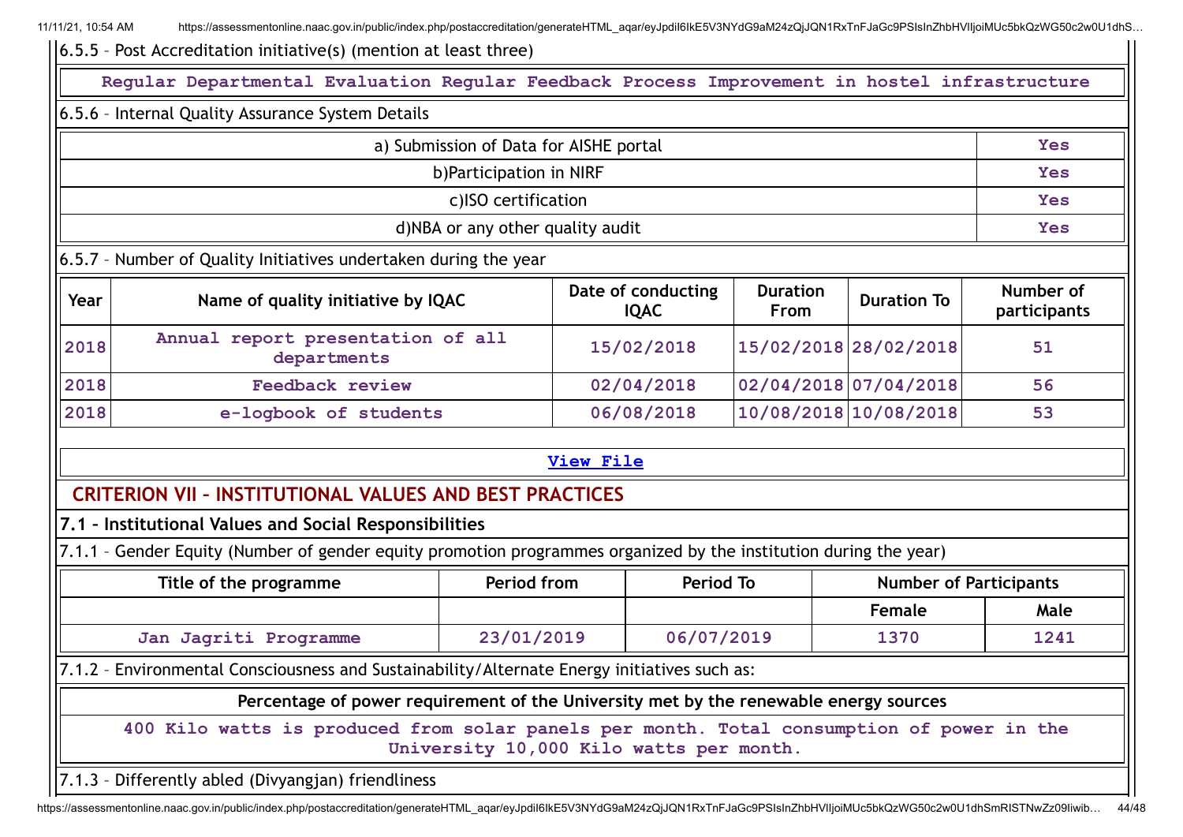6.5.5 – Post Accreditation initiative(s) (mention at least three)

| Regular Departmental Evaluation Regular Feedback Process Improvement in hostel infrastructure |
|---|

6.5.6 – Internal Quality Assurance System Details

| | |
|---|---|
| a) Submission of Data for AISHE portal | Yes |
| b)Participation in NIRF | Yes |
| c)ISO certification | Yes |
| d)NBA or any other quality audit | Yes |

6.5.7 – Number of Quality Initiatives undertaken during the year

| Year | Name of quality initiative by IQAC | Date of conducting IQAC | Duration From | Duration To | Number of participants |
|---|---|---|---|---|---|
| 2018 | Annual report presentation of all departments | 15/02/2018 | 15/02/2018 | 28/02/2018 | 51 |
| 2018 | Feedback review | 02/04/2018 | 02/04/2018 | 07/04/2018 | 56 |
| 2018 | e-logbook of students | 06/08/2018 | 10/08/2018 | 10/08/2018 | 53 |

View File

## CRITERION VII – INSTITUTIONAL VALUES AND BEST PRACTICES

### 7.1 – Institutional Values and Social Responsibilities

7.1.1 – Gender Equity (Number of gender equity promotion programmes organized by the institution during the year)

| Title of the programme | Period from | Period To | Number of Participants | |
|---|---|---|---|---|
| | | | Female | Male |
| Jan Jagriti Programme | 23/01/2019 | 06/07/2019 | 1370 | 1241 |

7.1.2 – Environmental Consciousness and Sustainability/Alternate Energy initiatives such as:

| Percentage of power requirement of the University met by the renewable energy sources |
|---|
| 400 Kilo watts is produced from solar panels per month. Total consumption of power in the University 10,000 Kilo watts per month. |

7.1.3 – Differently abled (Divyangjan) friendliness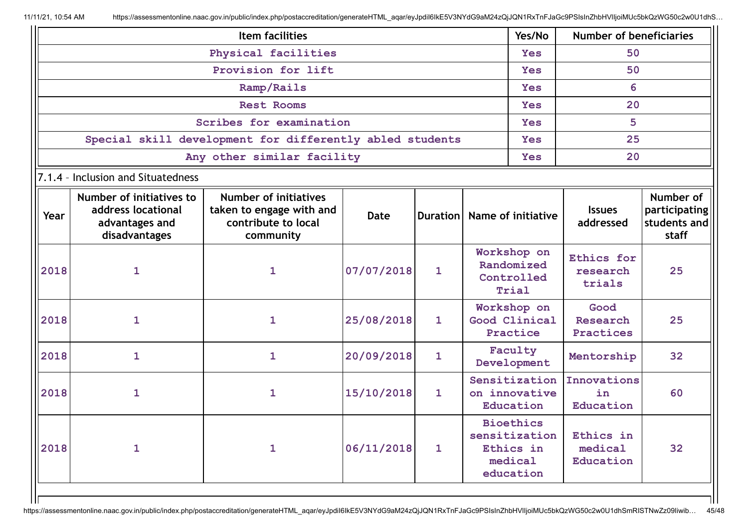| Item facilities | Yes/No | Number of beneficiaries |
|---|---|---|
| Physical facilities | Yes | 50 |
| Provision for lift | Yes | 50 |
| Ramp/Rails | Yes | 6 |
| Rest Rooms | Yes | 20 |
| Scribes for examination | Yes | 5 |
| Special skill development for differently abled students | Yes | 25 |
| Any other similar facility | Yes | 20 |

7.1.4 – Inclusion and Situatedness

| Year | Number of initiatives to address locational advantages and disadvantages | Number of initiatives taken to engage with and contribute to local community | Date | Duration | Name of initiative | Issues addressed | Number of participating students and staff |
|---|---|---|---|---|---|---|---|
| 2018 | 1 | 1 | 07/07/2018 | 1 | Workshop on Randomized Controlled Trial | Ethics for research trials | 25 |
| 2018 | 1 | 1 | 25/08/2018 | 1 | Workshop on Good Clinical Practice | Good Research Practices | 25 |
| 2018 | 1 | 1 | 20/09/2018 | 1 | Faculty Development | Mentorship | 32 |
| 2018 | 1 | 1 | 15/10/2018 | 1 | Sensitization on innovative Education | Innovations in Education | 60 |
| 2018 | 1 | 1 | 06/11/2018 | 1 | Bioethics sensitization Ethics in medical education | Ethics in medical Education | 32 |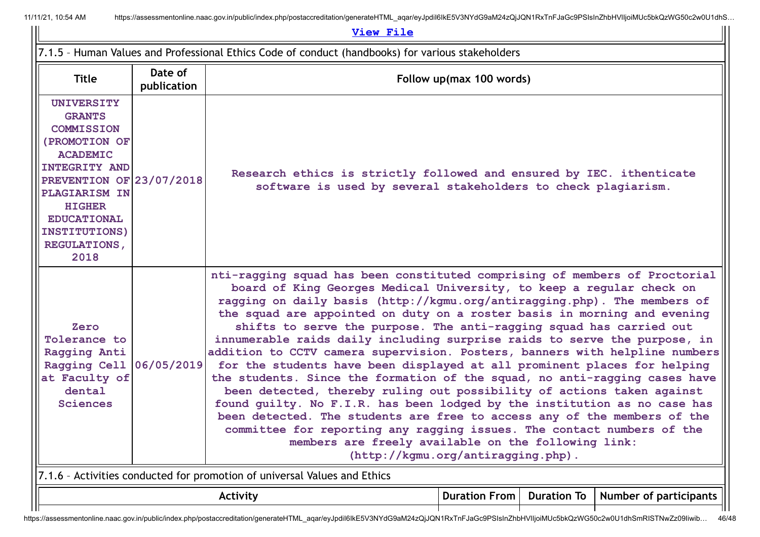**View File**

7.1.5 – Human Values and Professional Ethics Code of conduct (handbooks) for various stakeholders

| Title | Date of publication | Follow up(max 100 words) |
|---|---|---|
| UNIVERSITY GRANTS COMMISSION (PROMOTION OF ACADEMIC INTEGRITY AND PREVENTION OF PLAGIARISM IN HIGHER EDUCATIONAL INSTITUTIONS) REGULATIONS, 2018 | 23/07/2018 | Research ethics is strictly followed and ensured by IEC. ithenticate software is used by several stakeholders to check plagiarism. |
| Zero Tolerance to Ragging Anti Ragging Cell at Faculty of dental Sciences | 06/05/2019 | nti-ragging squad has been constituted comprising of members of Proctorial board of King Georges Medical University, to keep a regular check on ragging on daily basis (http://kgmu.org/antiragging.php). The members of the squad are appointed on duty on a roster basis in morning and evening shifts to serve the purpose. The anti-ragging squad has carried out innumerable raids daily including surprise raids to serve the purpose, in addition to CCTV camera supervision. Posters, banners with helpline numbers for the students have been displayed at all prominent places for helping the students. Since the formation of the squad, no anti-ragging cases have been detected, thereby ruling out possibility of actions taken against found guilty. No F.I.R. has been lodged by the institution as no case has been detected. The students are free to access any of the members of the committee for reporting any ragging issues. The contact numbers of the members are freely available on the following link: (http://kgmu.org/antiragging.php). |

7.1.6 – Activities conducted for promotion of universal Values and Ethics

| Activity | Duration From | Duration To | Number of participants |
|---|---|---|---|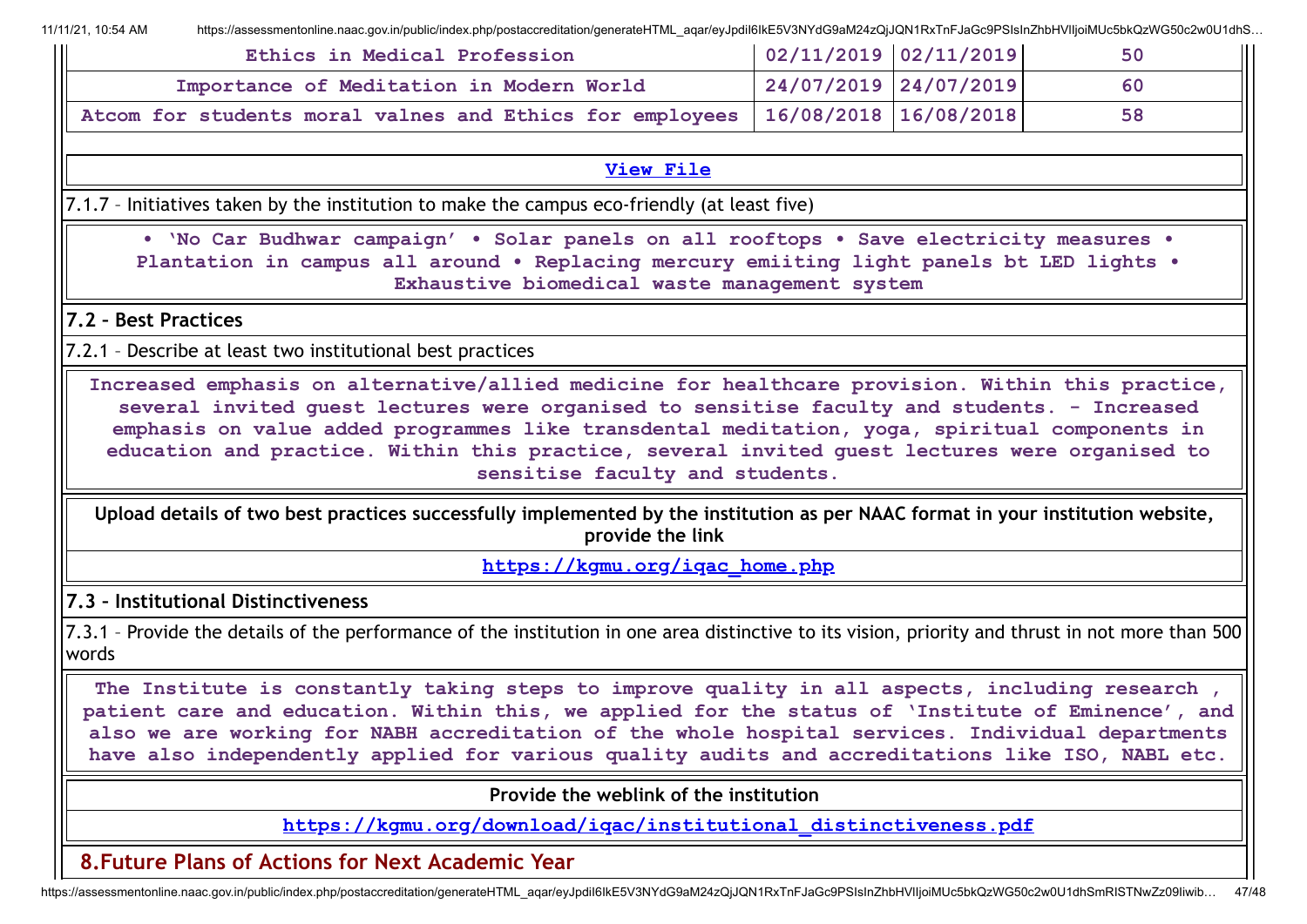| | | | |
|---|---|---|---|
| Ethics in Medical Profession | 02/11/2019 | 02/11/2019 | 50 |
| Importance of Meditation in Modern World | 24/07/2019 | 24/07/2019 | 60 |
| Atcom for students moral valnes and Ethics for employees | 16/08/2018 | 16/08/2018 | 58 |

**View File**

7.1.7 – Initiatives taken by the institution to make the campus eco-friendly (at least five)

**• 'No Car Budhwar campaign' • Solar panels on all rooftops • Save electricity measures • Plantation in campus all around • Replacing mercury emiiting light panels bt LED lights • Exhaustive biomedical waste management system**

## 7.2 – Best Practices

7.2.1 – Describe at least two institutional best practices

**Increased emphasis on alternative/allied medicine for healthcare provision. Within this practice, several invited guest lectures were organised to sensitise faculty and students. - Increased emphasis on value added programmes like transdental meditation, yoga, spiritual components in education and practice. Within this practice, several invited guest lectures were organised to sensitise faculty and students.**

**Upload details of two best practices successfully implemented by the institution as per NAAC format in your institution website, provide the link**

**https://kgmu.org/iqac_home.php**

## 7.3 – Institutional Distinctiveness

7.3.1 – Provide the details of the performance of the institution in one area distinctive to its vision, priority and thrust in not more than 500 words

**The Institute is constantly taking steps to improve quality in all aspects, including research , patient care and education. Within this, we applied for the status of 'Institute of Eminence', and also we are working for NABH accreditation of the whole hospital services. Individual departments have also independently applied for various quality audits and accreditations like ISO, NABL etc.**

**Provide the weblink of the institution**

**https://kgmu.org/download/iqac/institutional_distinctiveness.pdf**

## 8.Future Plans of Actions for Next Academic Year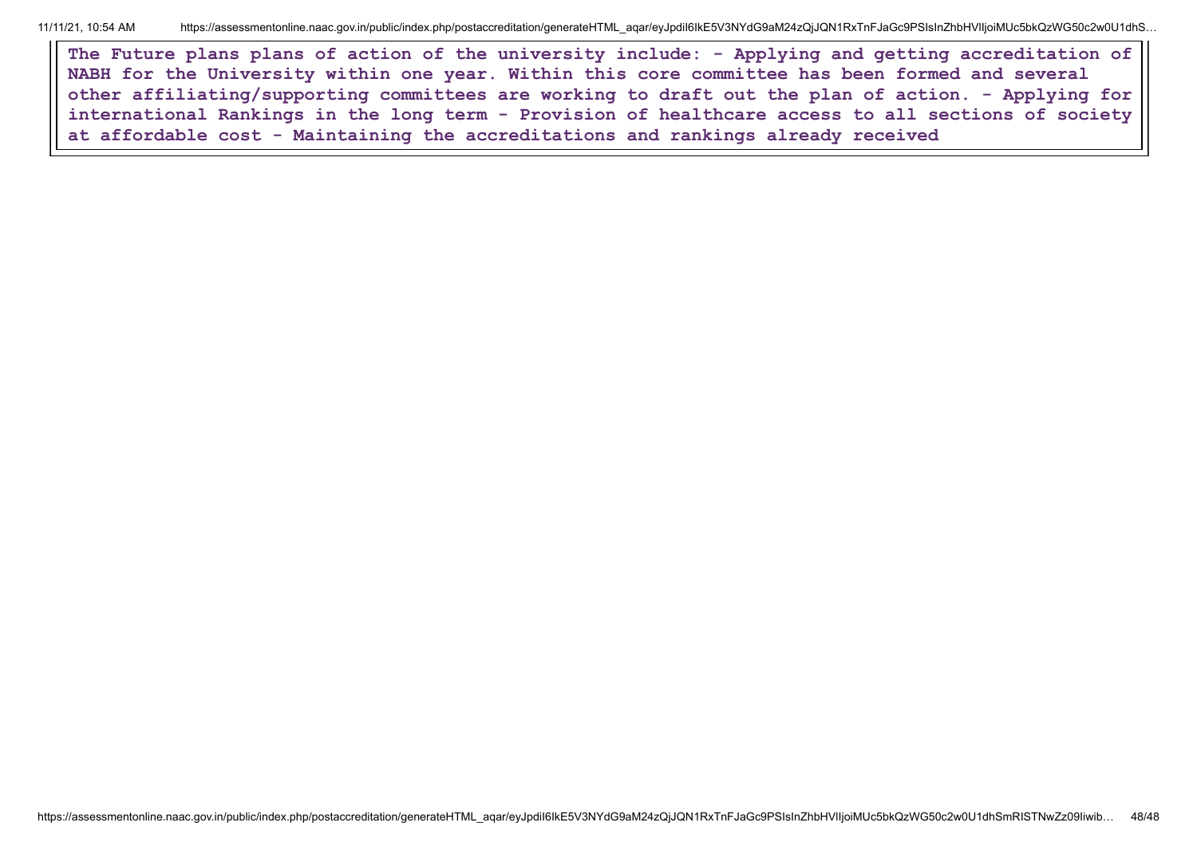The Future plans plans of action of the university include: - Applying and getting accreditation of NABH for the University within one year. Within this core committee has been formed and several other affiliating/supporting committees are working to draft out the plan of action. - Applying for international Rankings in the long term - Provision of healthcare access to all sections of society at affordable cost - Maintaining the accreditations and rankings already received